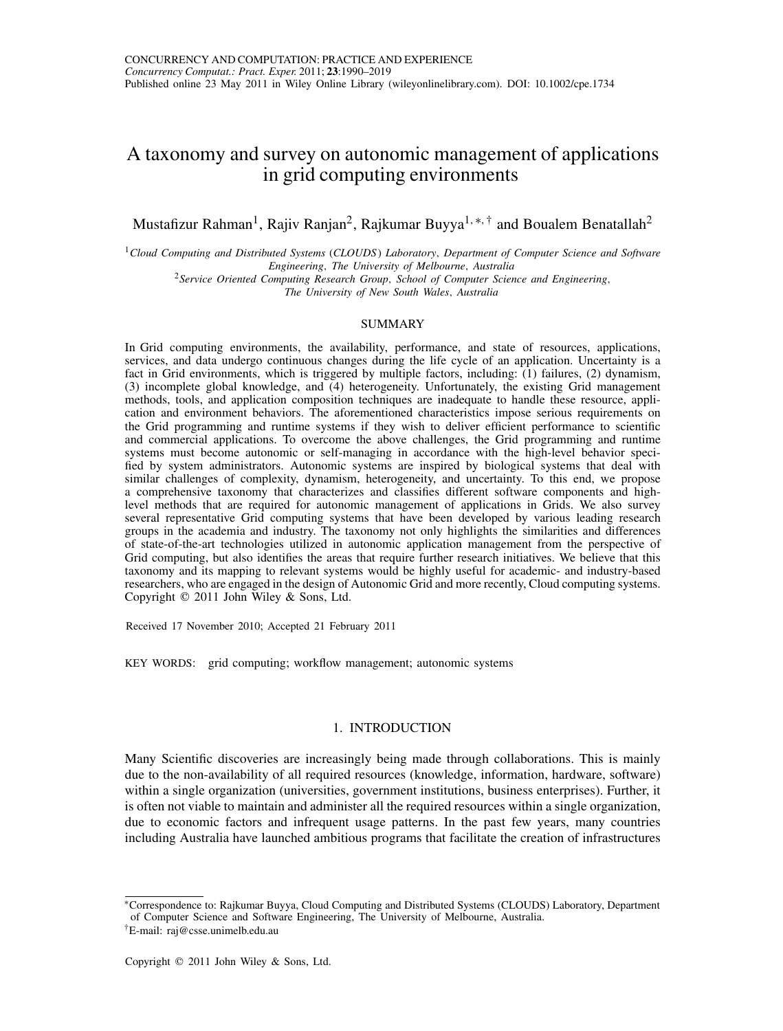# A taxonomy and survey on autonomic management of applications in grid computing environments

Mustafizur Rahman[1], Rajiv Ranjan[2], Rajkumar Buyya[1,*,†] and Boualem Benatallah[2]

[1] *Cloud Computing and Distributed Systems (CLOUDS) Laboratory, Department of Computer Science and Software Engineering, The University of Melbourne, Australia*

[2] *Service Oriented Computing Research Group, School of Computer Science and Engineering, The University of New South Wales, Australia*

## SUMMARY

In Grid computing environments, the availability, performance, and state of resources, applications, services, and data undergo continuous changes during the life cycle of an application. Uncertainty is a fact in Grid environments, which is triggered by multiple factors, including: (1) failures, (2) dynamism, (3) incomplete global knowledge, and (4) heterogeneity. Unfortunately, the existing Grid management methods, tools, and application composition techniques are inadequate to handle these resource, application and environment behaviors. The aforementioned characteristics impose serious requirements on the Grid programming and runtime systems if they wish to deliver efficient performance to scientific and commercial applications. To overcome the above challenges, the Grid programming and runtime systems must become autonomic or self-managing in accordance with the high-level behavior specified by system administrators. Autonomic systems are inspired by biological systems that deal with similar challenges of complexity, dynamism, heterogeneity, and uncertainty. To this end, we propose a comprehensive taxonomy that characterizes and classifies different software components and high-level methods that are required for autonomic management of applications in Grids. We also survey several representative Grid computing systems that have been developed by various leading research groups in the academia and industry. The taxonomy not only highlights the similarities and differences of state-of-the-art technologies utilized in autonomic application management from the perspective of Grid computing, but also identifies the areas that require further research initiatives. We believe that this taxonomy and its mapping to relevant systems would be highly useful for academic- and industry-based researchers, who are engaged in the design of Autonomic Grid and more recently, Cloud computing systems. Copyright © 2011 John Wiley & Sons, Ltd.

Received 17 November 2010; Accepted 21 February 2011

KEY WORDS: grid computing; workflow management; autonomic systems

## 1. INTRODUCTION

Many Scientific discoveries are increasingly being made through collaborations. This is mainly due to the non-availability of all required resources (knowledge, information, hardware, software) within a single organization (universities, government institutions, business enterprises). Further, it is often not viable to maintain and administer all the required resources within a single organization, due to economic factors and infrequent usage patterns. In the past few years, many countries including Australia have launched ambitious programs that facilitate the creation of infrastructures

---

*Correspondence to: Rajkumar Buyya, Cloud Computing and Distributed Systems (CLOUDS) Laboratory, Department of Computer Science and Software Engineering, The University of Melbourne, Australia.

†E-mail: raj@csse.unimelb.edu.au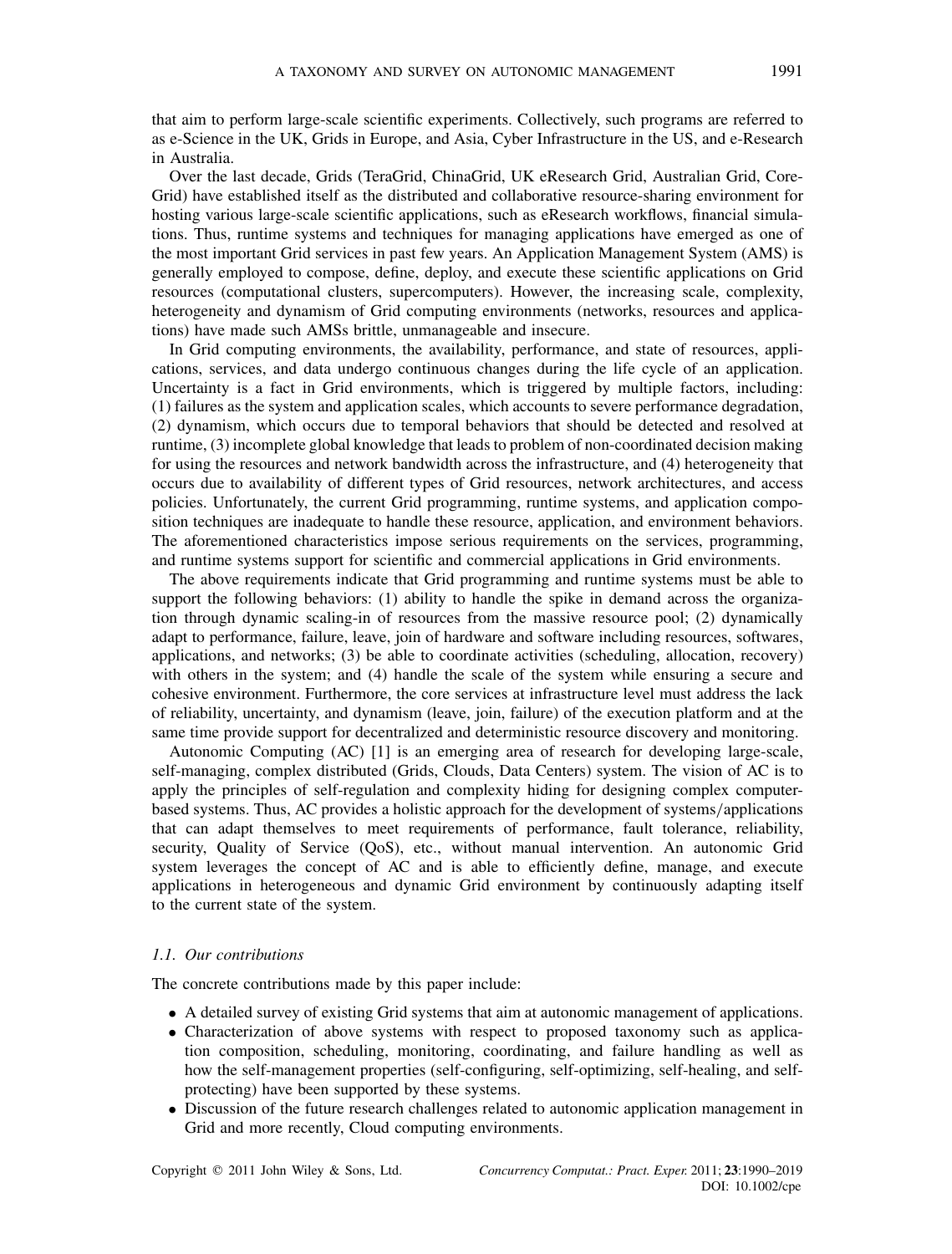that aim to perform large-scale scientific experiments. Collectively, such programs are referred to as e-Science in the UK, Grids in Europe, and Asia, Cyber Infrastructure in the US, and e-Research in Australia.

Over the last decade, Grids (TeraGrid, ChinaGrid, UK eResearch Grid, Australian Grid, Core-Grid) have established itself as the distributed and collaborative resource-sharing environment for hosting various large-scale scientific applications, such as eResearch workflows, financial simulations. Thus, runtime systems and techniques for managing applications have emerged as one of the most important Grid services in past few years. An Application Management System (AMS) is generally employed to compose, define, deploy, and execute these scientific applications on Grid resources (computational clusters, supercomputers). However, the increasing scale, complexity, heterogeneity and dynamism of Grid computing environments (networks, resources and applications) have made such AMSs brittle, unmanageable and insecure.

In Grid computing environments, the availability, performance, and state of resources, applications, services, and data undergo continuous changes during the life cycle of an application. Uncertainty is a fact in Grid environments, which is triggered by multiple factors, including: (1) failures as the system and application scales, which accounts to severe performance degradation, (2) dynamism, which occurs due to temporal behaviors that should be detected and resolved at runtime, (3) incomplete global knowledge that leads to problem of non-coordinated decision making for using the resources and network bandwidth across the infrastructure, and (4) heterogeneity that occurs due to availability of different types of Grid resources, network architectures, and access policies. Unfortunately, the current Grid programming, runtime systems, and application composition techniques are inadequate to handle these resource, application, and environment behaviors. The aforementioned characteristics impose serious requirements on the services, programming, and runtime systems support for scientific and commercial applications in Grid environments.

The above requirements indicate that Grid programming and runtime systems must be able to support the following behaviors: (1) ability to handle the spike in demand across the organization through dynamic scaling-in of resources from the massive resource pool; (2) dynamically adapt to performance, failure, leave, join of hardware and software including resources, softwares, applications, and networks; (3) be able to coordinate activities (scheduling, allocation, recovery) with others in the system; and (4) handle the scale of the system while ensuring a secure and cohesive environment. Furthermore, the core services at infrastructure level must address the lack of reliability, uncertainty, and dynamism (leave, join, failure) of the execution platform and at the same time provide support for decentralized and deterministic resource discovery and monitoring.

Autonomic Computing (AC) [1] is an emerging area of research for developing large-scale, self-managing, complex distributed (Grids, Clouds, Data Centers) system. The vision of AC is to apply the principles of self-regulation and complexity hiding for designing complex computer-based systems. Thus, AC provides a holistic approach for the development of systems/applications that can adapt themselves to meet requirements of performance, fault tolerance, reliability, security, Quality of Service (QoS), etc., without manual intervention. An autonomic Grid system leverages the concept of AC and is able to efficiently define, manage, and execute applications in heterogeneous and dynamic Grid environment by continuously adapting itself to the current state of the system.

### *1.1. Our contributions*

The concrete contributions made by this paper include:

- A detailed survey of existing Grid systems that aim at autonomic management of applications.
- Characterization of above systems with respect to proposed taxonomy such as application composition, scheduling, monitoring, coordinating, and failure handling as well as how the self-management properties (self-configuring, self-optimizing, self-healing, and self-protecting) have been supported by these systems.
- Discussion of the future research challenges related to autonomic application management in Grid and more recently, Cloud computing environments.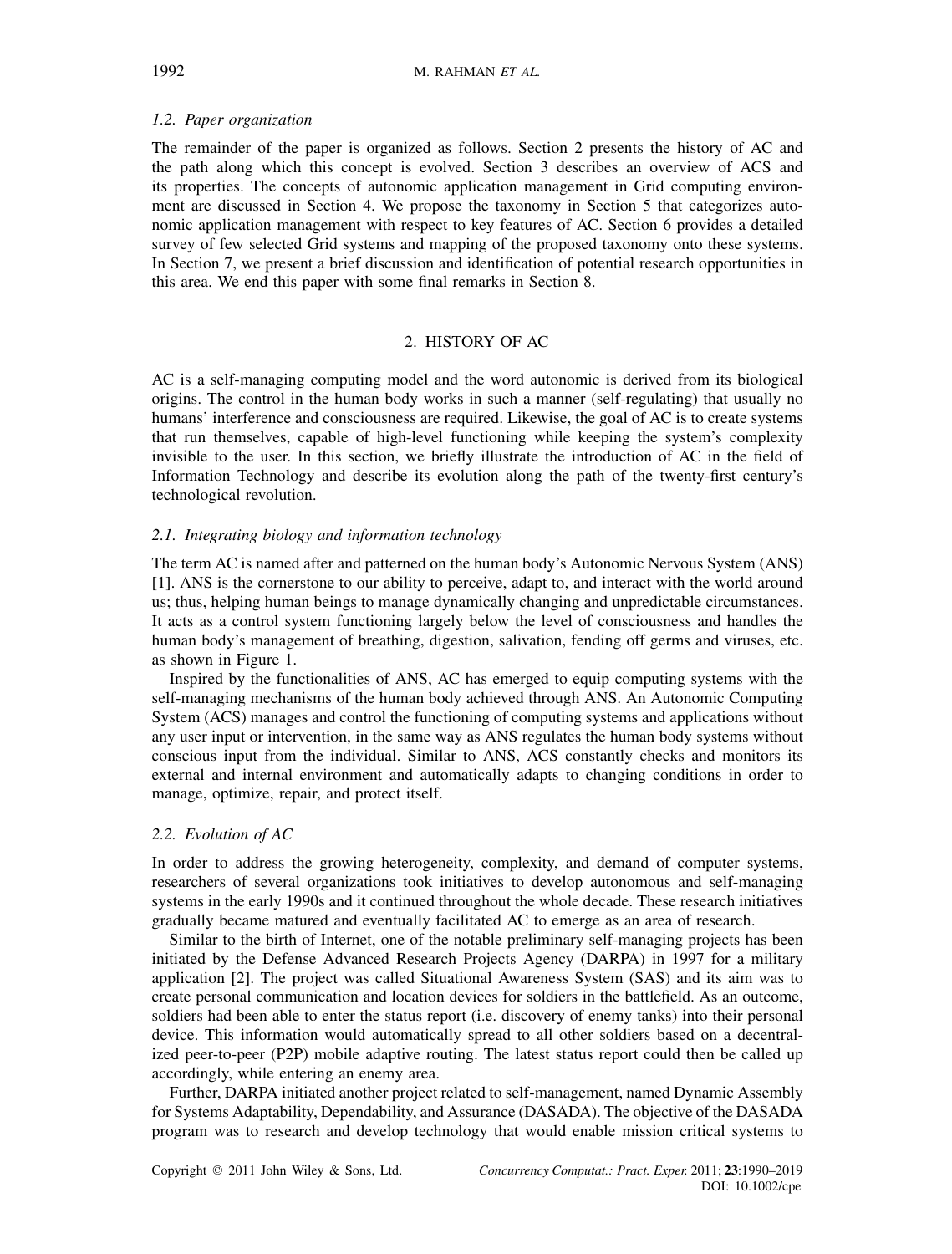### *1.2. Paper organization*

The remainder of the paper is organized as follows. Section 2 presents the history of AC and the path along which this concept is evolved. Section 3 describes an overview of ACS and its properties. The concepts of autonomic application management in Grid computing environment are discussed in Section 4. We propose the taxonomy in Section 5 that categorizes autonomic application management with respect to key features of AC. Section 6 provides a detailed survey of few selected Grid systems and mapping of the proposed taxonomy onto these systems. In Section 7, we present a brief discussion and identification of potential research opportunities in this area. We end this paper with some final remarks in Section 8.

## 2. HISTORY OF AC

AC is a self-managing computing model and the word autonomic is derived from its biological origins. The control in the human body works in such a manner (self-regulating) that usually no humans' interference and consciousness are required. Likewise, the goal of AC is to create systems that run themselves, capable of high-level functioning while keeping the system's complexity invisible to the user. In this section, we briefly illustrate the introduction of AC in the field of Information Technology and describe its evolution along the path of the twenty-first century's technological revolution.

### *2.1. Integrating biology and information technology*

The term AC is named after and patterned on the human body's Autonomic Nervous System (ANS) [1]. ANS is the cornerstone to our ability to perceive, adapt to, and interact with the world around us; thus, helping human beings to manage dynamically changing and unpredictable circumstances. It acts as a control system functioning largely below the level of consciousness and handles the human body's management of breathing, digestion, salivation, fending off germs and viruses, etc. as shown in Figure 1.

Inspired by the functionalities of ANS, AC has emerged to equip computing systems with the self-managing mechanisms of the human body achieved through ANS. An Autonomic Computing System (ACS) manages and control the functioning of computing systems and applications without any user input or intervention, in the same way as ANS regulates the human body systems without conscious input from the individual. Similar to ANS, ACS constantly checks and monitors its external and internal environment and automatically adapts to changing conditions in order to manage, optimize, repair, and protect itself.

### *2.2. Evolution of AC*

In order to address the growing heterogeneity, complexity, and demand of computer systems, researchers of several organizations took initiatives to develop autonomous and self-managing systems in the early 1990s and it continued throughout the whole decade. These research initiatives gradually became matured and eventually facilitated AC to emerge as an area of research.

Similar to the birth of Internet, one of the notable preliminary self-managing projects has been initiated by the Defense Advanced Research Projects Agency (DARPA) in 1997 for a military application [2]. The project was called Situational Awareness System (SAS) and its aim was to create personal communication and location devices for soldiers in the battlefield. As an outcome, soldiers had been able to enter the status report (i.e. discovery of enemy tanks) into their personal device. This information would automatically spread to all other soldiers based on a decentralized peer-to-peer (P2P) mobile adaptive routing. The latest status report could then be called up accordingly, while entering an enemy area.

Further, DARPA initiated another project related to self-management, named Dynamic Assembly for Systems Adaptability, Dependability, and Assurance (DASADA). The objective of the DASADA program was to research and develop technology that would enable mission critical systems to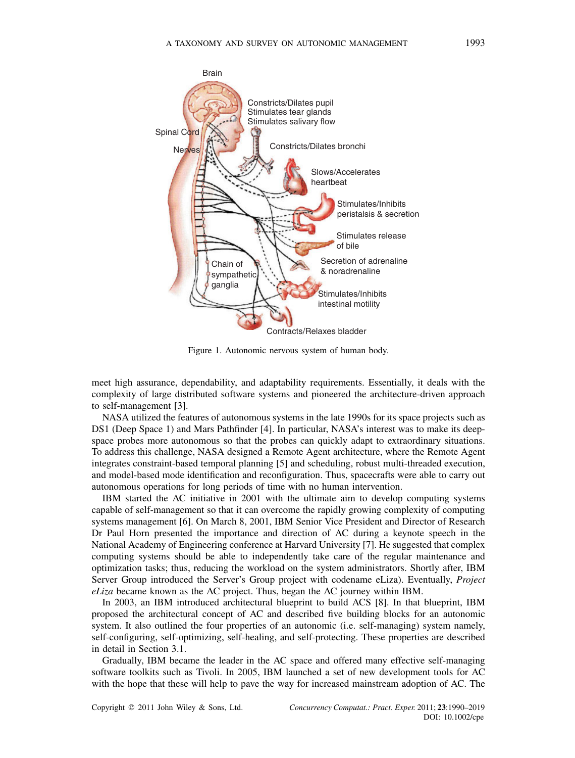Figure 1. Autonomic nervous system of human body.

meet high assurance, dependability, and adaptability requirements. Essentially, it deals with the complexity of large distributed software systems and pioneered the architecture-driven approach to self-management [3].

NASA utilized the features of autonomous systems in the late 1990s for its space projects such as DS1 (Deep Space 1) and Mars Pathfinder [4]. In particular, NASA's interest was to make its deep-space probes more autonomous so that the probes can quickly adapt to extraordinary situations. To address this challenge, NASA designed a Remote Agent architecture, where the Remote Agent integrates constraint-based temporal planning [5] and scheduling, robust multi-threaded execution, and model-based mode identification and reconfiguration. Thus, spacecrafts were able to carry out autonomous operations for long periods of time with no human intervention.

IBM started the AC initiative in 2001 with the ultimate aim to develop computing systems capable of self-management so that it can overcome the rapidly growing complexity of computing systems management [6]. On March 8, 2001, IBM Senior Vice President and Director of Research Dr Paul Horn presented the importance and direction of AC during a keynote speech in the National Academy of Engineering conference at Harvard University [7]. He suggested that complex computing systems should be able to independently take care of the regular maintenance and optimization tasks; thus, reducing the workload on the system administrators. Shortly after, IBM Server Group introduced the Server's Group project with codename eLiza). Eventually, *Project eLiza* became known as the AC project. Thus, began the AC journey within IBM.

In 2003, an IBM introduced architectural blueprint to build ACS [8]. In that blueprint, IBM proposed the architectural concept of AC and described five building blocks for an autonomic system. It also outlined the four properties of an autonomic (i.e. self-managing) system namely, self-configuring, self-optimizing, self-healing, and self-protecting. These properties are described in detail in Section 3.1.

Gradually, IBM became the leader in the AC space and offered many effective self-managing software toolkits such as Tivoli. In 2005, IBM launched a set of new development tools for AC with the hope that these will help to pave the way for increased mainstream adoption of AC. The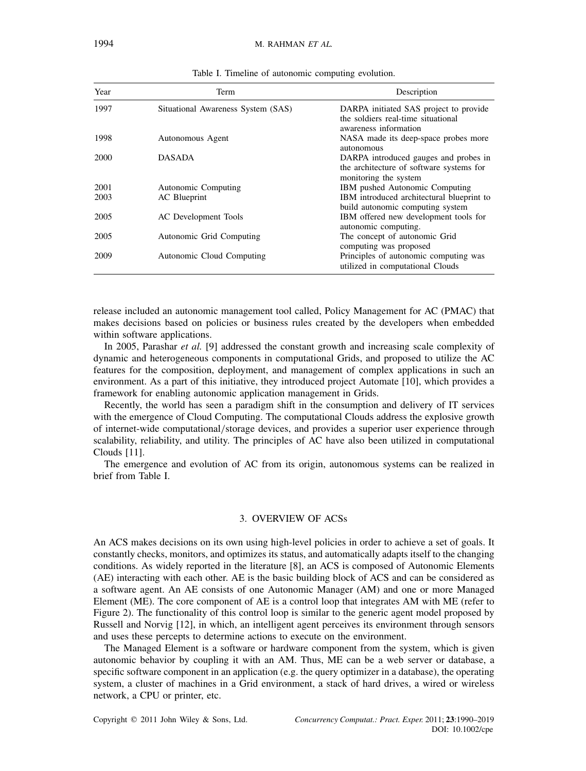Table I. Timeline of autonomic computing evolution.

| Year | Term | Description |
|---|---|---|
| 1997 | Situational Awareness System (SAS) | DARPA initiated SAS project to provide the soldiers real-time situational awareness information |
| 1998 | Autonomous Agent | NASA made its deep-space probes more autonomous |
| 2000 | DASADA | DARPA introduced gauges and probes in the architecture of software systems for monitoring the system |
| 2001 | Autonomic Computing | IBM pushed Autonomic Computing |
| 2003 | AC Blueprint | IBM introduced architectural blueprint to build autonomic computing system |
| 2005 | AC Development Tools | IBM offered new development tools for autonomic computing. |
| 2005 | Autonomic Grid Computing | The concept of autonomic Grid computing was proposed |
| 2009 | Autonomic Cloud Computing | Principles of autonomic computing was utilized in computational Clouds |

release included an autonomic management tool called, Policy Management for AC (PMAC) that makes decisions based on policies or business rules created by the developers when embedded within software applications.

In 2005, Parashar *et al.* [9] addressed the constant growth and increasing scale complexity of dynamic and heterogeneous components in computational Grids, and proposed to utilize the AC features for the composition, deployment, and management of complex applications in such an environment. As a part of this initiative, they introduced project Automate [10], which provides a framework for enabling autonomic application management in Grids.

Recently, the world has seen a paradigm shift in the consumption and delivery of IT services with the emergence of Cloud Computing. The computational Clouds address the explosive growth of internet-wide computational/storage devices, and provides a superior user experience through scalability, reliability, and utility. The principles of AC have also been utilized in computational Clouds [11].

The emergence and evolution of AC from its origin, autonomous systems can be realized in brief from Table I.

## 3. OVERVIEW OF ACSs

An ACS makes decisions on its own using high-level policies in order to achieve a set of goals. It constantly checks, monitors, and optimizes its status, and automatically adapts itself to the changing conditions. As widely reported in the literature [8], an ACS is composed of Autonomic Elements (AE) interacting with each other. AE is the basic building block of ACS and can be considered as a software agent. An AE consists of one Autonomic Manager (AM) and one or more Managed Element (ME). The core component of AE is a control loop that integrates AM with ME (refer to Figure 2). The functionality of this control loop is similar to the generic agent model proposed by Russell and Norvig [12], in which, an intelligent agent perceives its environment through sensors and uses these percepts to determine actions to execute on the environment.

The Managed Element is a software or hardware component from the system, which is given autonomic behavior by coupling it with an AM. Thus, ME can be a web server or database, a specific software component in an application (e.g. the query optimizer in a database), the operating system, a cluster of machines in a Grid environment, a stack of hard drives, a wired or wireless network, a CPU or printer, etc.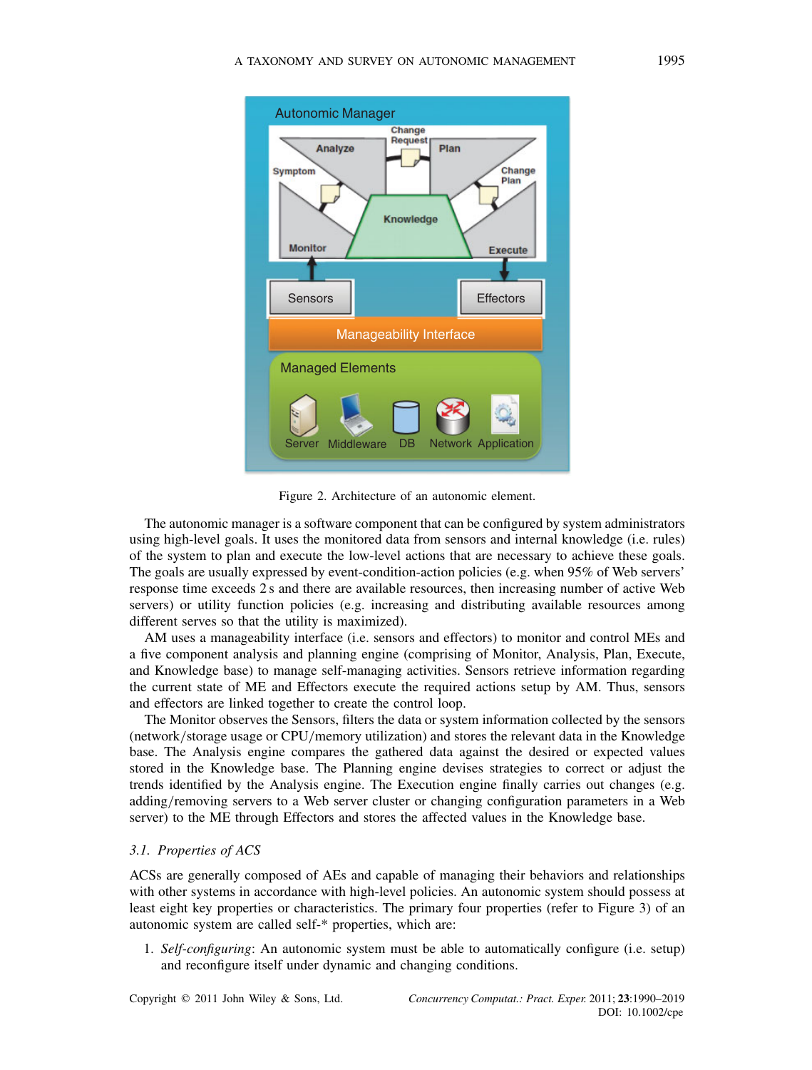Autonomic Manager

Analyze

Change Request

Plan

Symptom

Change Plan

Knowledge

Monitor

Execute

Sensors

Effectors

Manageability Interface

Managed Elements

Server

Middleware

DB

Network

Application

Figure 2. Architecture of an autonomic element.

The autonomic manager is a software component that can be configured by system administrators using high-level goals. It uses the monitored data from sensors and internal knowledge (i.e. rules) of the system to plan and execute the low-level actions that are necessary to achieve these goals. The goals are usually expressed by event-condition-action policies (e.g. when 95% of Web servers' response time exceeds 2 s and there are available resources, then increasing number of active Web servers) or utility function policies (e.g. increasing and distributing available resources among different serves so that the utility is maximized).

AM uses a manageability interface (i.e. sensors and effectors) to monitor and control MEs and a five component analysis and planning engine (comprising of Monitor, Analysis, Plan, Execute, and Knowledge base) to manage self-managing activities. Sensors retrieve information regarding the current state of ME and Effectors execute the required actions setup by AM. Thus, sensors and effectors are linked together to create the control loop.

The Monitor observes the Sensors, filters the data or system information collected by the sensors (network/storage usage or CPU/memory utilization) and stores the relevant data in the Knowledge base. The Analysis engine compares the gathered data against the desired or expected values stored in the Knowledge base. The Planning engine devises strategies to correct or adjust the trends identified by the Analysis engine. The Execution engine finally carries out changes (e.g. adding/removing servers to a Web server cluster or changing configuration parameters in a Web server) to the ME through Effectors and stores the affected values in the Knowledge base.

### *3.1. Properties of ACS*

ACSs are generally composed of AEs and capable of managing their behaviors and relationships with other systems in accordance with high-level policies. An autonomic system should possess at least eight key properties or characteristics. The primary four properties (refer to Figure 3) of an autonomic system are called self-* properties, which are:

1. *Self-configuring*: An autonomic system must be able to automatically configure (i.e. setup) and reconfigure itself under dynamic and changing conditions.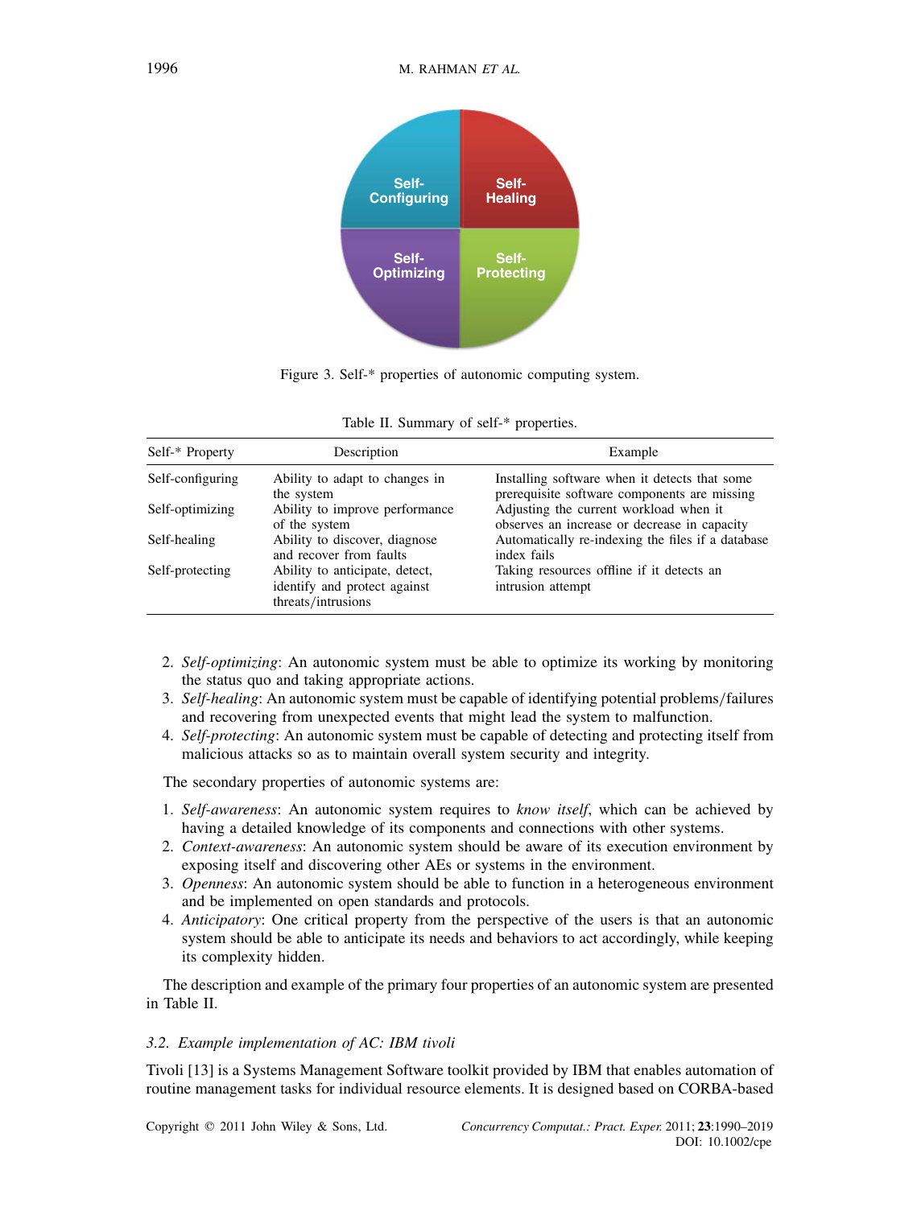Figure 3. Self-* properties of autonomic computing system.

Table II. Summary of self-* properties.

| Self-* Property | Description | Example |
|---|---|---|
| Self-configuring | Ability to adapt to changes in the system | Installing software when it detects that some prerequisite software components are missing |
| Self-optimizing | Ability to improve performance of the system | Adjusting the current workload when it observes an increase or decrease in capacity |
| Self-healing | Ability to discover, diagnose and recover from faults | Automatically re-indexing the files if a database index fails |
| Self-protecting | Ability to anticipate, detect, identify and protect against threats/intrusions | Taking resources offline if it detects an intrusion attempt |

2. *Self-optimizing*: An autonomic system must be able to optimize its working by monitoring the status quo and taking appropriate actions.
3. *Self-healing*: An autonomic system must be capable of identifying potential problems/failures and recovering from unexpected events that might lead the system to malfunction.
4. *Self-protecting*: An autonomic system must be capable of detecting and protecting itself from malicious attacks so as to maintain overall system security and integrity.

The secondary properties of autonomic systems are:

1. *Self-awareness*: An autonomic system requires to *know itself*, which can be achieved by having a detailed knowledge of its components and connections with other systems.
2. *Context-awareness*: An autonomic system should be aware of its execution environment by exposing itself and discovering other AEs or systems in the environment.
3. *Openness*: An autonomic system should be able to function in a heterogeneous environment and be implemented on open standards and protocols.
4. *Anticipatory*: One critical property from the perspective of the users is that an autonomic system should be able to anticipate its needs and behaviors to act accordingly, while keeping its complexity hidden.

The description and example of the primary four properties of an autonomic system are presented in Table II.

### 3.2. Example implementation of AC: IBM tivoli

Tivoli [13] is a Systems Management Software toolkit provided by IBM that enables automation of routine management tasks for individual resource elements. It is designed based on CORBA-based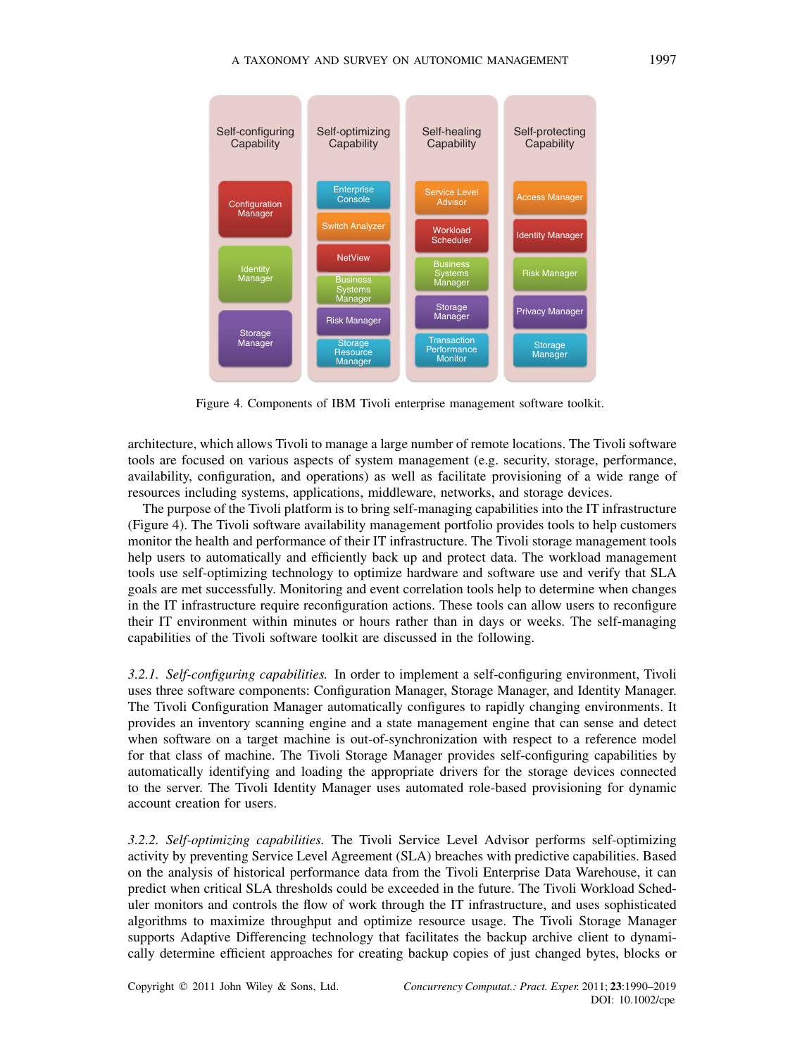Self-configuring Capability

- Configuration Manager
- Identity Manager
- Storage Manager

Self-optimizing Capability

- Enterprise Console
- Switch Analyzer
- NetView
- Business Systems Manager
- Risk Manager
- Storage Resource Manager

Self-healing Capability

- Service Level Advisor
- Workload Scheduler
- Business Systems Manager
- Storage Manager
- Transaction Performance Monitor

Self-protecting Capability

- Access Manager
- Identity Manager
- Risk Manager
- Privacy Manager
- Storage Manager

Figure 4. Components of IBM Tivoli enterprise management software toolkit.

architecture, which allows Tivoli to manage a large number of remote locations. The Tivoli software tools are focused on various aspects of system management (e.g. security, storage, performance, availability, configuration, and operations) as well as facilitate provisioning of a wide range of resources including systems, applications, middleware, networks, and storage devices.

The purpose of the Tivoli platform is to bring self-managing capabilities into the IT infrastructure (Figure 4). The Tivoli software availability management portfolio provides tools to help customers monitor the health and performance of their IT infrastructure. The Tivoli storage management tools help users to automatically and efficiently back up and protect data. The workload management tools use self-optimizing technology to optimize hardware and software use and verify that SLA goals are met successfully. Monitoring and event correlation tools help to determine when changes in the IT infrastructure require reconfiguration actions. These tools can allow users to reconfigure their IT environment within minutes or hours rather than in days or weeks. The self-managing capabilities of the Tivoli software toolkit are discussed in the following.

*3.2.1. Self-configuring capabilities.* In order to implement a self-configuring environment, Tivoli uses three software components: Configuration Manager, Storage Manager, and Identity Manager. The Tivoli Configuration Manager automatically configures to rapidly changing environments. It provides an inventory scanning engine and a state management engine that can sense and detect when software on a target machine is out-of-synchronization with respect to a reference model for that class of machine. The Tivoli Storage Manager provides self-configuring capabilities by automatically identifying and loading the appropriate drivers for the storage devices connected to the server. The Tivoli Identity Manager uses automated role-based provisioning for dynamic account creation for users.

*3.2.2. Self-optimizing capabilities.* The Tivoli Service Level Advisor performs self-optimizing activity by preventing Service Level Agreement (SLA) breaches with predictive capabilities. Based on the analysis of historical performance data from the Tivoli Enterprise Data Warehouse, it can predict when critical SLA thresholds could be exceeded in the future. The Tivoli Workload Scheduler monitors and controls the flow of work through the IT infrastructure, and uses sophisticated algorithms to maximize throughput and optimize resource usage. The Tivoli Storage Manager supports Adaptive Differencing technology that facilitates the backup archive client to dynamically determine efficient approaches for creating backup copies of just changed bytes, blocks or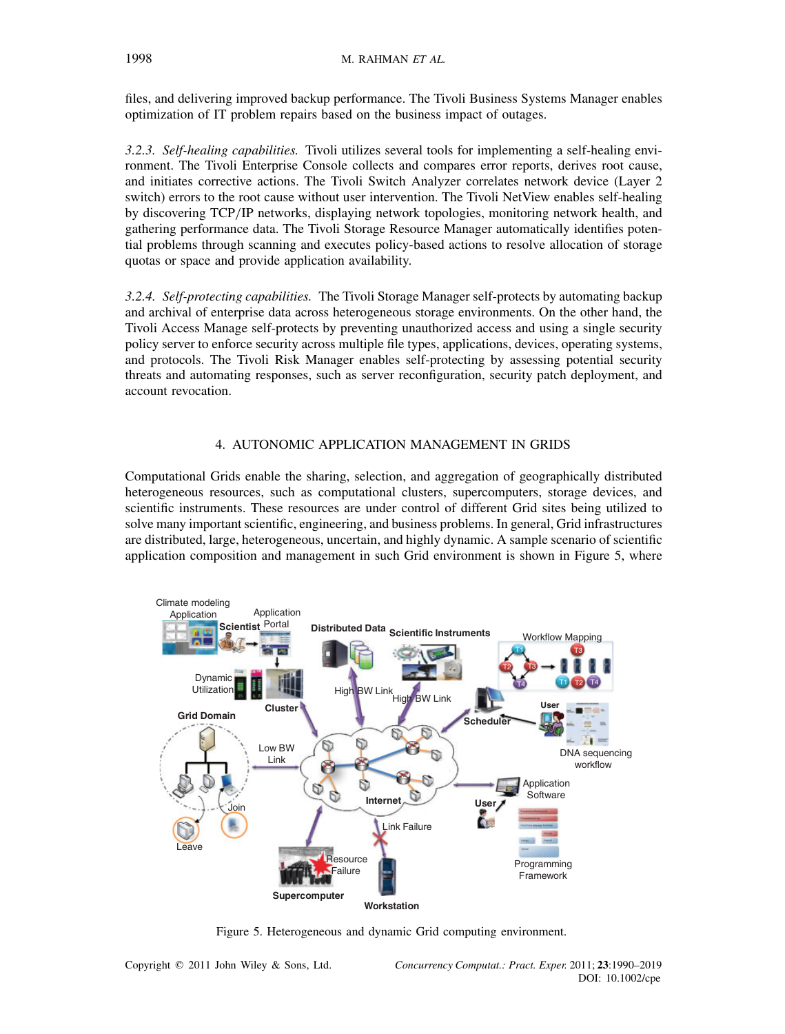files, and delivering improved backup performance. The Tivoli Business Systems Manager enables optimization of IT problem repairs based on the business impact of outages.

*3.2.3. Self-healing capabilities.* Tivoli utilizes several tools for implementing a self-healing environment. The Tivoli Enterprise Console collects and compares error reports, derives root cause, and initiates corrective actions. The Tivoli Switch Analyzer correlates network device (Layer 2 switch) errors to the root cause without user intervention. The Tivoli NetView enables self-healing by discovering TCP/IP networks, displaying network topologies, monitoring network health, and gathering performance data. The Tivoli Storage Resource Manager automatically identifies potential problems through scanning and executes policy-based actions to resolve allocation of storage quotas or space and provide application availability.

*3.2.4. Self-protecting capabilities.* The Tivoli Storage Manager self-protects by automating backup and archival of enterprise data across heterogeneous storage environments. On the other hand, the Tivoli Access Manage self-protects by preventing unauthorized access and using a single security policy server to enforce security across multiple file types, applications, devices, operating systems, and protocols. The Tivoli Risk Manager enables self-protecting by assessing potential security threats and automating responses, such as server reconfiguration, security patch deployment, and account revocation.

## 4. AUTONOMIC APPLICATION MANAGEMENT IN GRIDS

Computational Grids enable the sharing, selection, and aggregation of geographically distributed heterogeneous resources, such as computational clusters, supercomputers, storage devices, and scientific instruments. These resources are under control of different Grid sites being utilized to solve many important scientific, engineering, and business problems. In general, Grid infrastructures are distributed, large, heterogeneous, uncertain, and highly dynamic. A sample scenario of scientific application composition and management in such Grid environment is shown in Figure 5, where

Figure 5. Heterogeneous and dynamic Grid computing environment.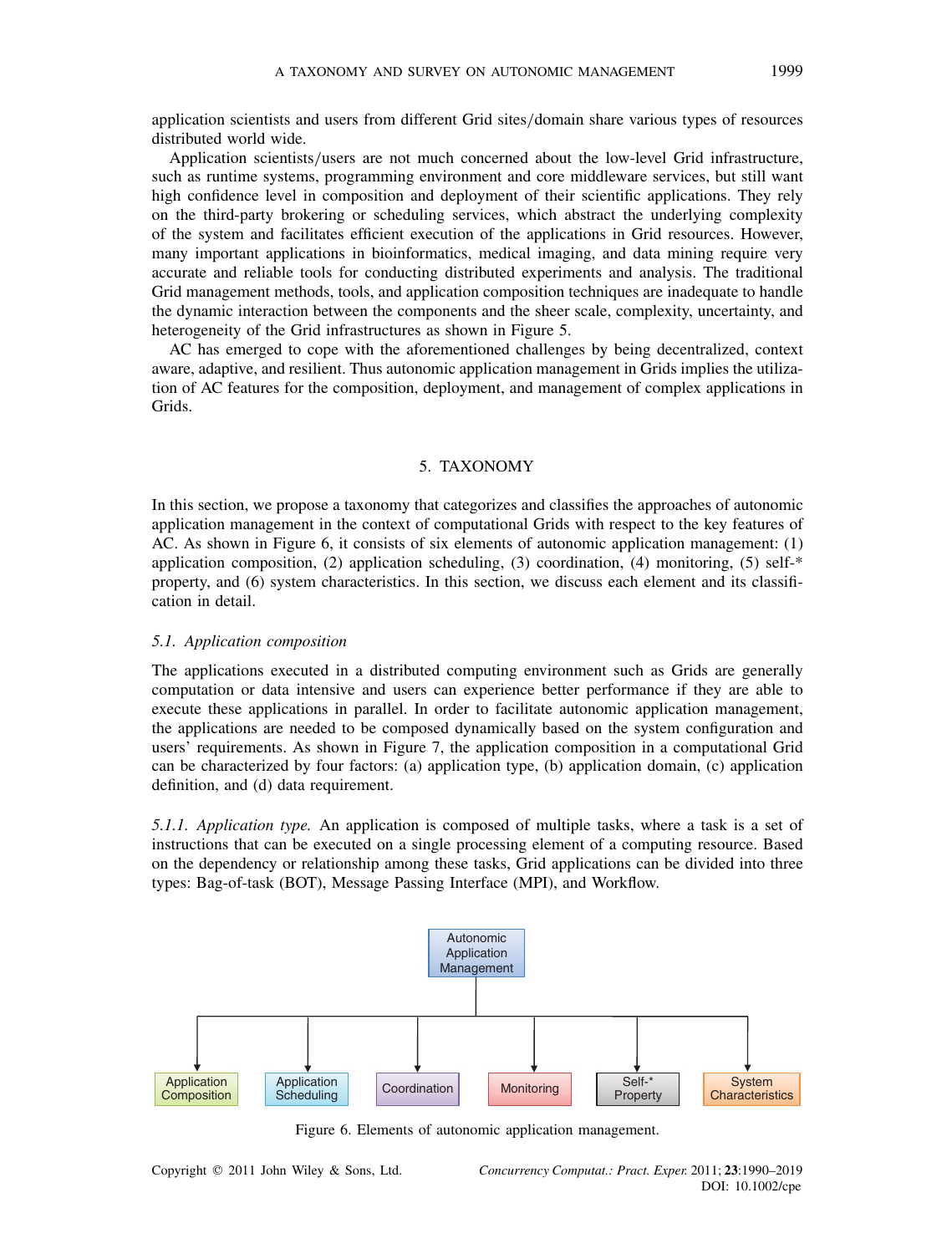application scientists and users from different Grid sites/domain share various types of resources distributed world wide.

Application scientists/users are not much concerned about the low-level Grid infrastructure, such as runtime systems, programming environment and core middleware services, but still want high confidence level in composition and deployment of their scientific applications. They rely on the third-party brokering or scheduling services, which abstract the underlying complexity of the system and facilitates efficient execution of the applications in Grid resources. However, many important applications in bioinformatics, medical imaging, and data mining require very accurate and reliable tools for conducting distributed experiments and analysis. The traditional Grid management methods, tools, and application composition techniques are inadequate to handle the dynamic interaction between the components and the sheer scale, complexity, uncertainty, and heterogeneity of the Grid infrastructures as shown in Figure 5.

AC has emerged to cope with the aforementioned challenges by being decentralized, context aware, adaptive, and resilient. Thus autonomic application management in Grids implies the utilization of AC features for the composition, deployment, and management of complex applications in Grids.

## 5. TAXONOMY

In this section, we propose a taxonomy that categorizes and classifies the approaches of autonomic application management in the context of computational Grids with respect to the key features of AC. As shown in Figure 6, it consists of six elements of autonomic application management: (1) application composition, (2) application scheduling, (3) coordination, (4) monitoring, (5) self-* property, and (6) system characteristics. In this section, we discuss each element and its classification in detail.

### 5.1. *Application composition*

The applications executed in a distributed computing environment such as Grids are generally computation or data intensive and users can experience better performance if they are able to execute these applications in parallel. In order to facilitate autonomic application management, the applications are needed to be composed dynamically based on the system configuration and users' requirements. As shown in Figure 7, the application composition in a computational Grid can be characterized by four factors: (a) application type, (b) application domain, (c) application definition, and (d) data requirement.

*5.1.1. Application type.* An application is composed of multiple tasks, where a task is a set of instructions that can be executed on a single processing element of a computing resource. Based on the dependency or relationship among these tasks, Grid applications can be divided into three types: Bag-of-task (BOT), Message Passing Interface (MPI), and Workflow.

Autonomic Application Management

Application Composition | Application Scheduling | Coordination | Monitoring | Self-* Property | System Characteristics

Figure 6. Elements of autonomic application management.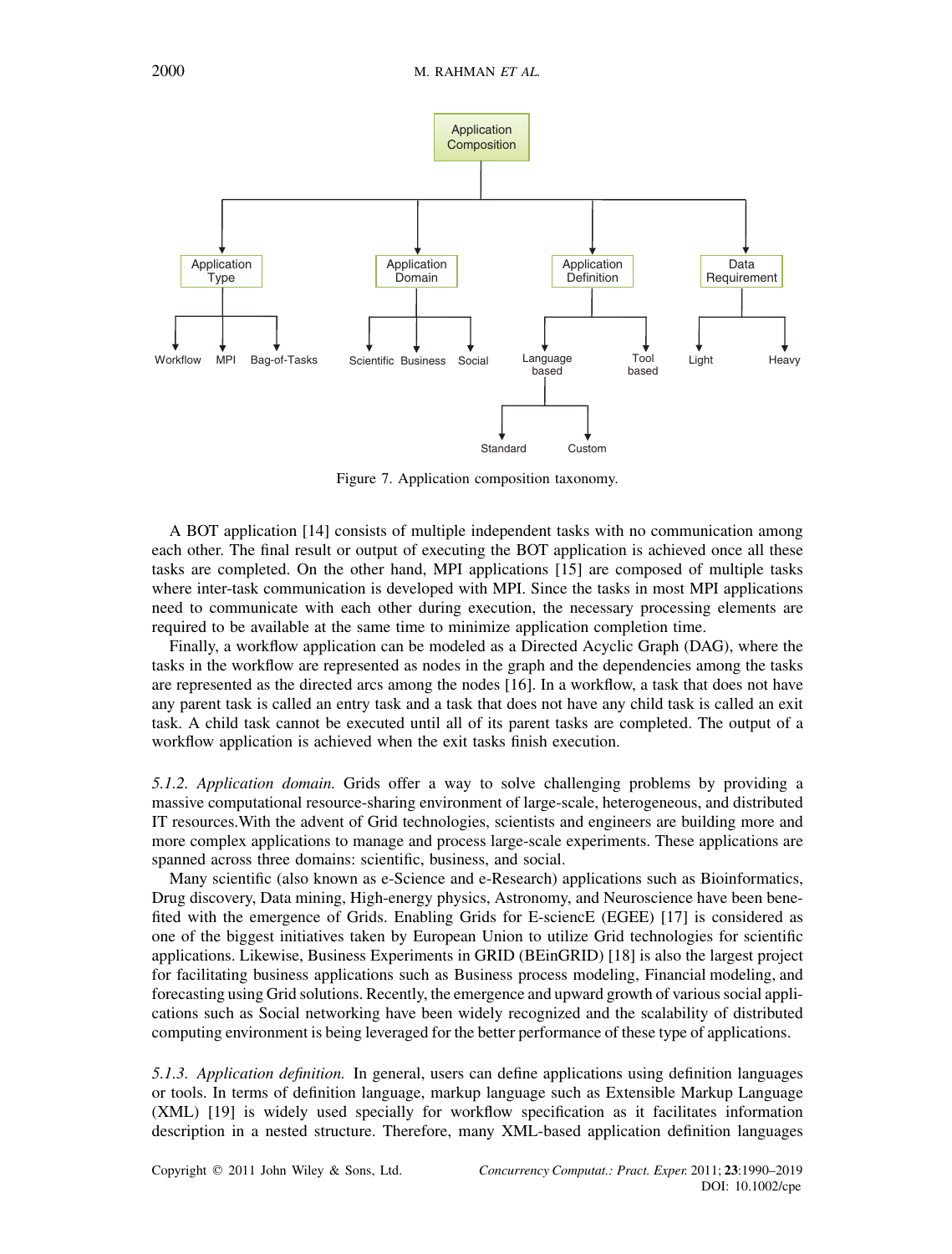Application Composition

Application Type
Workflow
MPI
Bag-of-Tasks

Application Domain
Scientific
Business
Social

Application Definition
Language based
Standard
Custom
Tool based

Data Requirement
Light
Heavy

Figure 7. Application composition taxonomy.

A BOT application [14] consists of multiple independent tasks with no communication among each other. The final result or output of executing the BOT application is achieved once all these tasks are completed. On the other hand, MPI applications [15] are composed of multiple tasks where inter-task communication is developed with MPI. Since the tasks in most MPI applications need to communicate with each other during execution, the necessary processing elements are required to be available at the same time to minimize application completion time.

Finally, a workflow application can be modeled as a Directed Acyclic Graph (DAG), where the tasks in the workflow are represented as nodes in the graph and the dependencies among the tasks are represented as the directed arcs among the nodes [16]. In a workflow, a task that does not have any parent task is called an entry task and a task that does not have any child task is called an exit task. A child task cannot be executed until all of its parent tasks are completed. The output of a workflow application is achieved when the exit tasks finish execution.

*5.1.2. Application domain.* Grids offer a way to solve challenging problems by providing a massive computational resource-sharing environment of large-scale, heterogeneous, and distributed IT resources.With the advent of Grid technologies, scientists and engineers are building more and more complex applications to manage and process large-scale experiments. These applications are spanned across three domains: scientific, business, and social.

Many scientific (also known as e-Science and e-Research) applications such as Bioinformatics, Drug discovery, Data mining, High-energy physics, Astronomy, and Neuroscience have been benefited with the emergence of Grids. Enabling Grids for E-sciencE (EGEE) [17] is considered as one of the biggest initiatives taken by European Union to utilize Grid technologies for scientific applications. Likewise, Business Experiments in GRID (BEinGRID) [18] is also the largest project for facilitating business applications such as Business process modeling, Financial modeling, and forecasting using Grid solutions. Recently, the emergence and upward growth of various social applications such as Social networking have been widely recognized and the scalability of distributed computing environment is being leveraged for the better performance of these type of applications.

*5.1.3. Application definition.* In general, users can define applications using definition languages or tools. In terms of definition language, markup language such as Extensible Markup Language (XML) [19] is widely used specially for workflow specification as it facilitates information description in a nested structure. Therefore, many XML-based application definition languages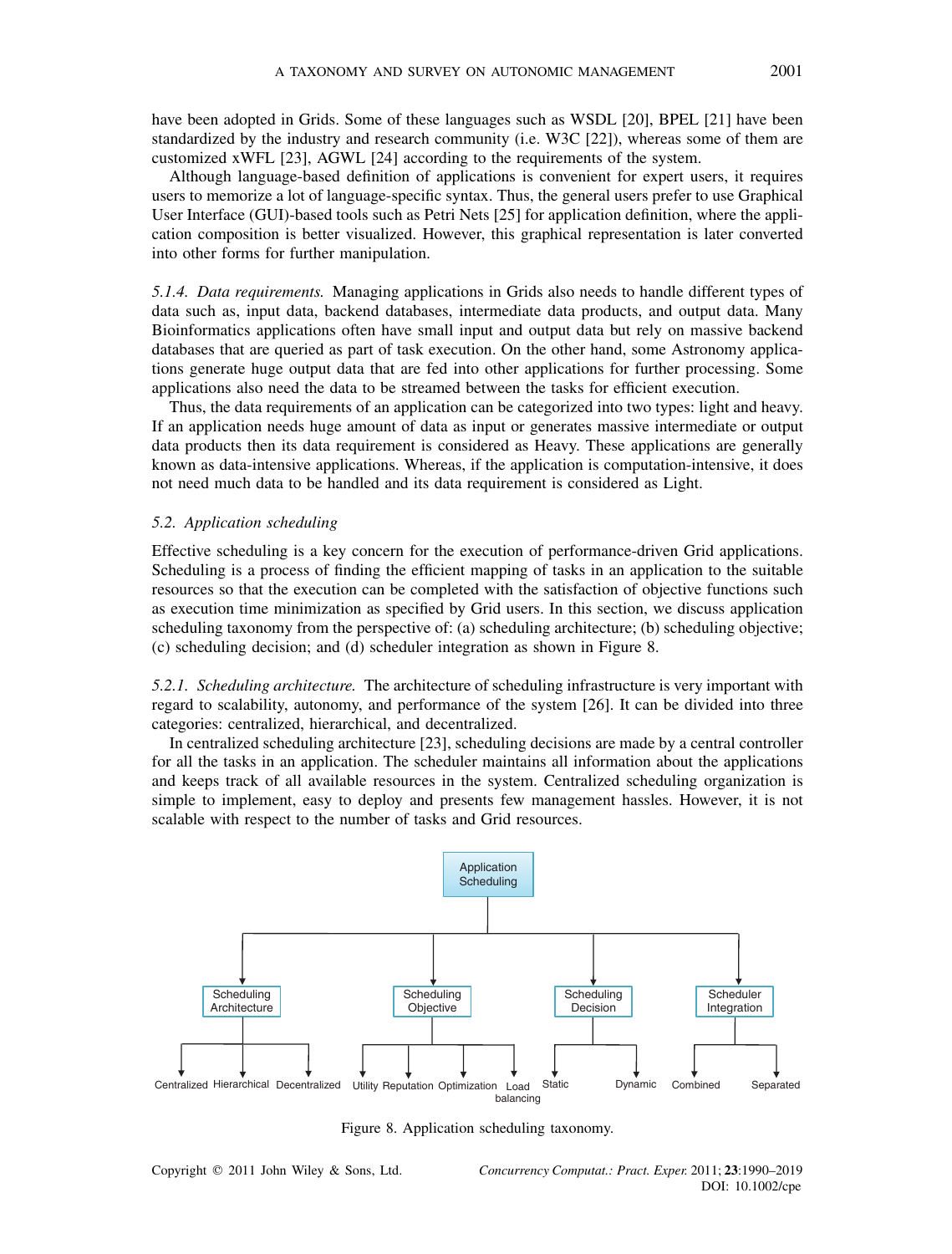have been adopted in Grids. Some of these languages such as WSDL [20], BPEL [21] have been standardized by the industry and research community (i.e. W3C [22]), whereas some of them are customized xWFL [23], AGWL [24] according to the requirements of the system.

Although language-based definition of applications is convenient for expert users, it requires users to memorize a lot of language-specific syntax. Thus, the general users prefer to use Graphical User Interface (GUI)-based tools such as Petri Nets [25] for application definition, where the application composition is better visualized. However, this graphical representation is later converted into other forms for further manipulation.

*5.1.4. Data requirements.* Managing applications in Grids also needs to handle different types of data such as, input data, backend databases, intermediate data products, and output data. Many Bioinformatics applications often have small input and output data but rely on massive backend databases that are queried as part of task execution. On the other hand, some Astronomy applications generate huge output data that are fed into other applications for further processing. Some applications also need the data to be streamed between the tasks for efficient execution.

Thus, the data requirements of an application can be categorized into two types: light and heavy. If an application needs huge amount of data as input or generates massive intermediate or output data products then its data requirement is considered as Heavy. These applications are generally known as data-intensive applications. Whereas, if the application is computation-intensive, it does not need much data to be handled and its data requirement is considered as Light.

### 5.2. Application scheduling

Effective scheduling is a key concern for the execution of performance-driven Grid applications. Scheduling is a process of finding the efficient mapping of tasks in an application to the suitable resources so that the execution can be completed with the satisfaction of objective functions such as execution time minimization as specified by Grid users. In this section, we discuss application scheduling taxonomy from the perspective of: (a) scheduling architecture; (b) scheduling objective; (c) scheduling decision; and (d) scheduler integration as shown in Figure 8.

*5.2.1. Scheduling architecture.* The architecture of scheduling infrastructure is very important with regard to scalability, autonomy, and performance of the system [26]. It can be divided into three categories: centralized, hierarchical, and decentralized.

In centralized scheduling architecture [23], scheduling decisions are made by a central controller for all the tasks in an application. The scheduler maintains all information about the applications and keeps track of all available resources in the system. Centralized scheduling organization is simple to implement, easy to deploy and presents few management hassles. However, it is not scalable with respect to the number of tasks and Grid resources.

- Application Scheduling
  - Scheduling Architecture
    - Centralized
    - Hierarchical
    - Decentralized
  - Scheduling Objective
    - Utility
    - Reputation
    - Optimization
    - Load balancing
  - Scheduling Decision
    - Static
    - Dynamic
  - Scheduler Integration
    - Combined
    - Separated

Figure 8. Application scheduling taxonomy.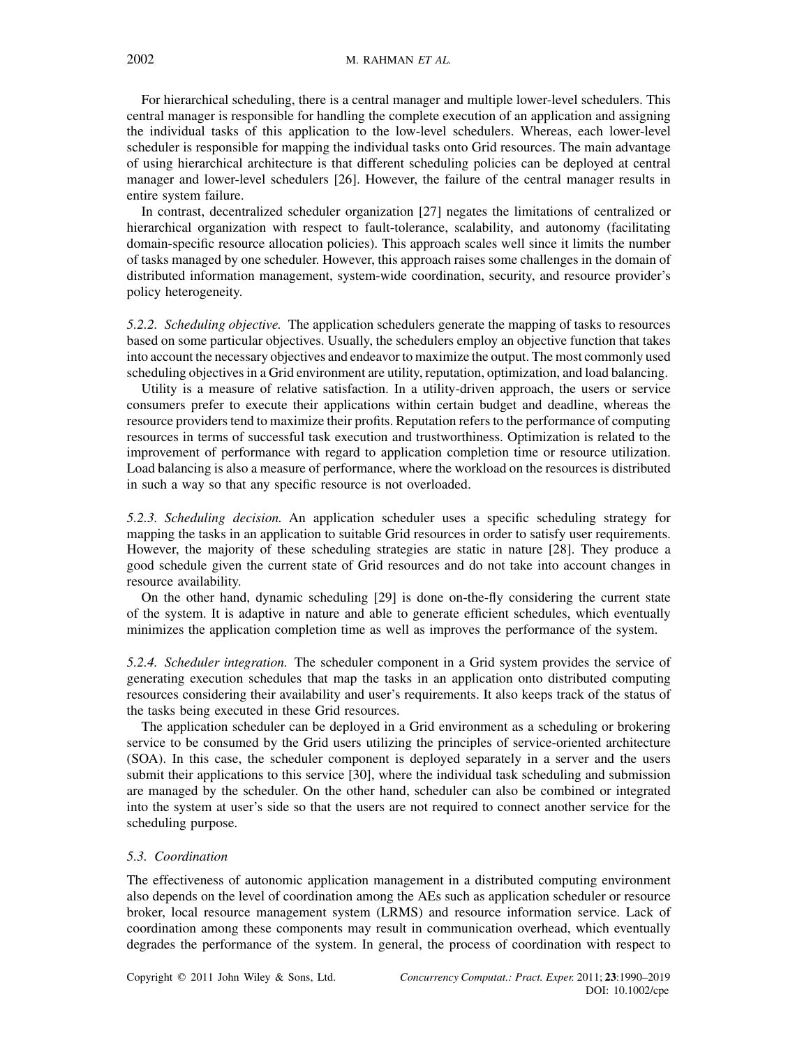For hierarchical scheduling, there is a central manager and multiple lower-level schedulers. This central manager is responsible for handling the complete execution of an application and assigning the individual tasks of this application to the low-level schedulers. Whereas, each lower-level scheduler is responsible for mapping the individual tasks onto Grid resources. The main advantage of using hierarchical architecture is that different scheduling policies can be deployed at central manager and lower-level schedulers [26]. However, the failure of the central manager results in entire system failure.

In contrast, decentralized scheduler organization [27] negates the limitations of centralized or hierarchical organization with respect to fault-tolerance, scalability, and autonomy (facilitating domain-specific resource allocation policies). This approach scales well since it limits the number of tasks managed by one scheduler. However, this approach raises some challenges in the domain of distributed information management, system-wide coordination, security, and resource provider's policy heterogeneity.

*5.2.2. Scheduling objective.* The application schedulers generate the mapping of tasks to resources based on some particular objectives. Usually, the schedulers employ an objective function that takes into account the necessary objectives and endeavor to maximize the output. The most commonly used scheduling objectives in a Grid environment are utility, reputation, optimization, and load balancing.

Utility is a measure of relative satisfaction. In a utility-driven approach, the users or service consumers prefer to execute their applications within certain budget and deadline, whereas the resource providers tend to maximize their profits. Reputation refers to the performance of computing resources in terms of successful task execution and trustworthiness. Optimization is related to the improvement of performance with regard to application completion time or resource utilization. Load balancing is also a measure of performance, where the workload on the resources is distributed in such a way so that any specific resource is not overloaded.

*5.2.3. Scheduling decision.* An application scheduler uses a specific scheduling strategy for mapping the tasks in an application to suitable Grid resources in order to satisfy user requirements. However, the majority of these scheduling strategies are static in nature [28]. They produce a good schedule given the current state of Grid resources and do not take into account changes in resource availability.

On the other hand, dynamic scheduling [29] is done on-the-fly considering the current state of the system. It is adaptive in nature and able to generate efficient schedules, which eventually minimizes the application completion time as well as improves the performance of the system.

*5.2.4. Scheduler integration.* The scheduler component in a Grid system provides the service of generating execution schedules that map the tasks in an application onto distributed computing resources considering their availability and user's requirements. It also keeps track of the status of the tasks being executed in these Grid resources.

The application scheduler can be deployed in a Grid environment as a scheduling or brokering service to be consumed by the Grid users utilizing the principles of service-oriented architecture (SOA). In this case, the scheduler component is deployed separately in a server and the users submit their applications to this service [30], where the individual task scheduling and submission are managed by the scheduler. On the other hand, scheduler can also be combined or integrated into the system at user's side so that the users are not required to connect another service for the scheduling purpose.

### 5.3. Coordination

The effectiveness of autonomic application management in a distributed computing environment also depends on the level of coordination among the AEs such as application scheduler or resource broker, local resource management system (LRMS) and resource information service. Lack of coordination among these components may result in communication overhead, which eventually degrades the performance of the system. In general, the process of coordination with respect to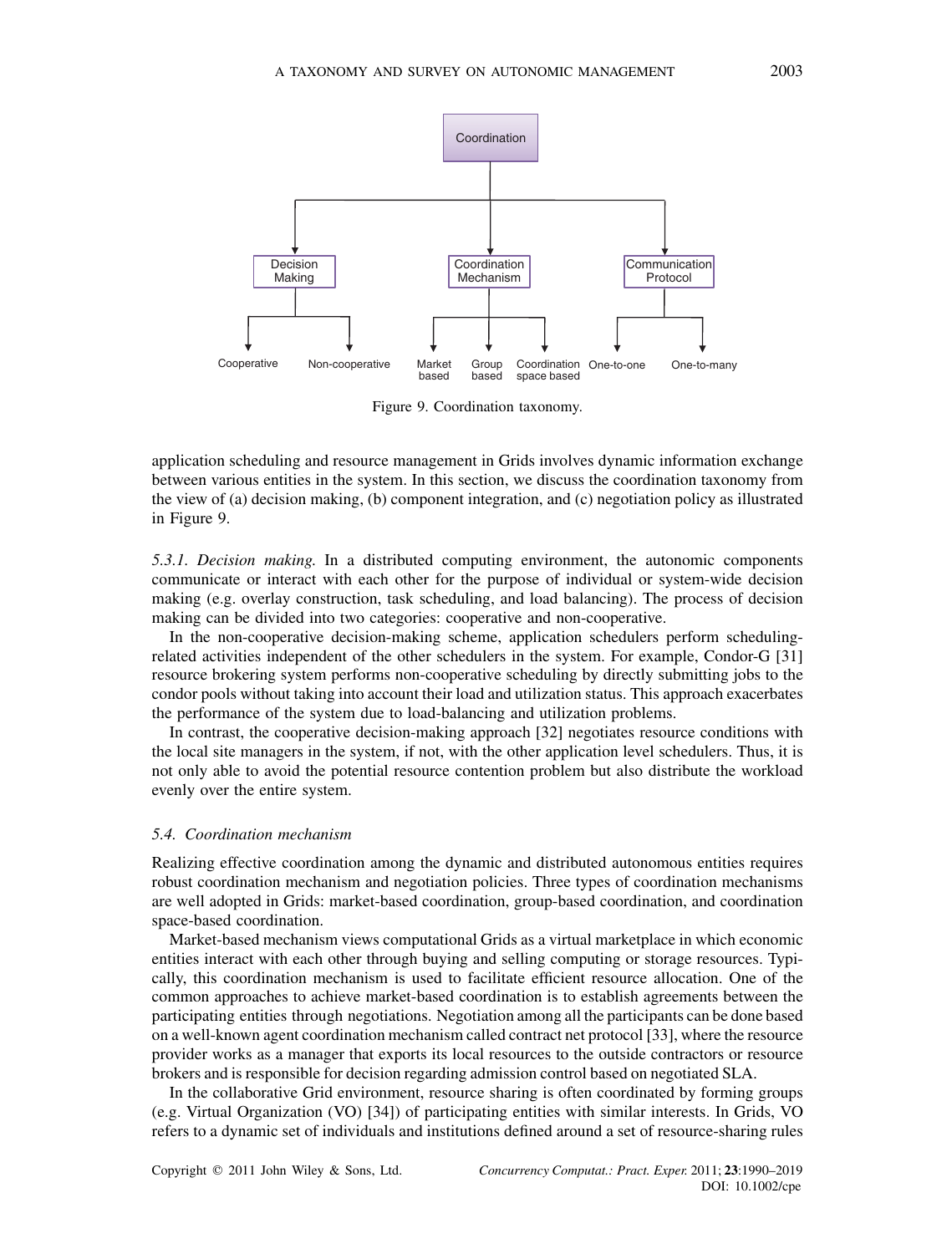Figure 9. Coordination taxonomy.

application scheduling and resource management in Grids involves dynamic information exchange between various entities in the system. In this section, we discuss the coordination taxonomy from the view of (a) decision making, (b) component integration, and (c) negotiation policy as illustrated in Figure 9.

*5.3.1. Decision making.* In a distributed computing environment, the autonomic components communicate or interact with each other for the purpose of individual or system-wide decision making (e.g. overlay construction, task scheduling, and load balancing). The process of decision making can be divided into two categories: cooperative and non-cooperative.

In the non-cooperative decision-making scheme, application schedulers perform scheduling-related activities independent of the other schedulers in the system. For example, Condor-G [31] resource brokering system performs non-cooperative scheduling by directly submitting jobs to the condor pools without taking into account their load and utilization status. This approach exacerbates the performance of the system due to load-balancing and utilization problems.

In contrast, the cooperative decision-making approach [32] negotiates resource conditions with the local site managers in the system, if not, with the other application level schedulers. Thus, it is not only able to avoid the potential resource contention problem but also distribute the workload evenly over the entire system.

### 5.4. *Coordination mechanism*

Realizing effective coordination among the dynamic and distributed autonomous entities requires robust coordination mechanism and negotiation policies. Three types of coordination mechanisms are well adopted in Grids: market-based coordination, group-based coordination, and coordination space-based coordination.

Market-based mechanism views computational Grids as a virtual marketplace in which economic entities interact with each other through buying and selling computing or storage resources. Typically, this coordination mechanism is used to facilitate efficient resource allocation. One of the common approaches to achieve market-based coordination is to establish agreements between the participating entities through negotiations. Negotiation among all the participants can be done based on a well-known agent coordination mechanism called contract net protocol [33], where the resource provider works as a manager that exports its local resources to the outside contractors or resource brokers and is responsible for decision regarding admission control based on negotiated SLA.

In the collaborative Grid environment, resource sharing is often coordinated by forming groups (e.g. Virtual Organization (VO) [34]) of participating entities with similar interests. In Grids, VO refers to a dynamic set of individuals and institutions defined around a set of resource-sharing rules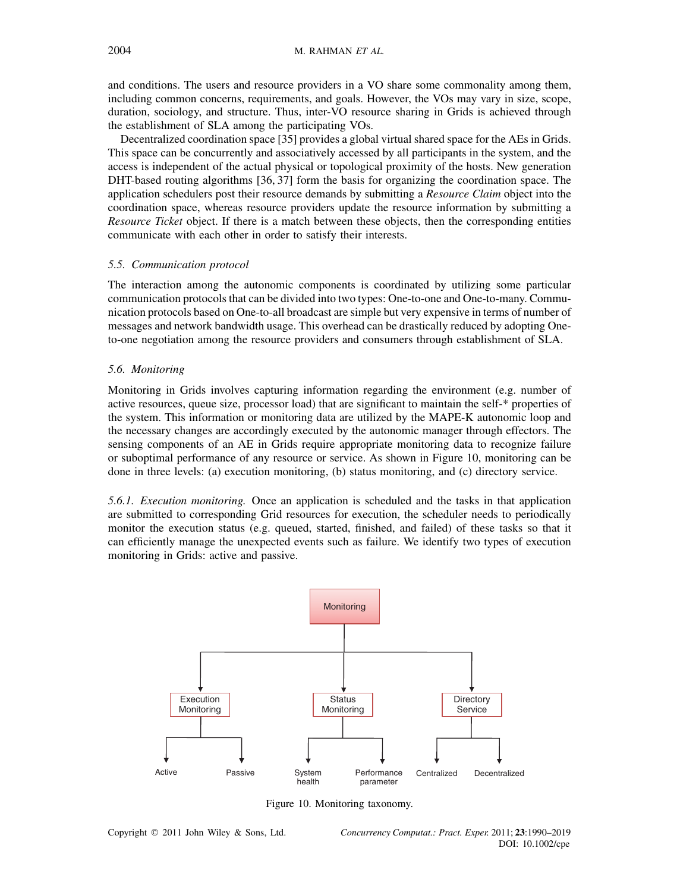and conditions. The users and resource providers in a VO share some commonality among them, including common concerns, requirements, and goals. However, the VOs may vary in size, scope, duration, sociology, and structure. Thus, inter-VO resource sharing in Grids is achieved through the establishment of SLA among the participating VOs.

Decentralized coordination space [35] provides a global virtual shared space for the AEs in Grids. This space can be concurrently and associatively accessed by all participants in the system, and the access is independent of the actual physical or topological proximity of the hosts. New generation DHT-based routing algorithms [36, 37] form the basis for organizing the coordination space. The application schedulers post their resource demands by submitting a *Resource Claim* object into the coordination space, whereas resource providers update the resource information by submitting a *Resource Ticket* object. If there is a match between these objects, then the corresponding entities communicate with each other in order to satisfy their interests.

### 5.5. *Communication protocol*

The interaction among the autonomic components is coordinated by utilizing some particular communication protocols that can be divided into two types: One-to-one and One-to-many. Communication protocols based on One-to-all broadcast are simple but very expensive in terms of number of messages and network bandwidth usage. This overhead can be drastically reduced by adopting One-to-one negotiation among the resource providers and consumers through establishment of SLA.

### 5.6. *Monitoring*

Monitoring in Grids involves capturing information regarding the environment (e.g. number of active resources, queue size, processor load) that are significant to maintain the self-* properties of the system. This information or monitoring data are utilized by the MAPE-K autonomic loop and the necessary changes are accordingly executed by the autonomic manager through effectors. The sensing components of an AE in Grids require appropriate monitoring data to recognize failure or suboptimal performance of any resource or service. As shown in Figure 10, monitoring can be done in three levels: (a) execution monitoring, (b) status monitoring, and (c) directory service.

*5.6.1. Execution monitoring.* Once an application is scheduled and the tasks in that application are submitted to corresponding Grid resources for execution, the scheduler needs to periodically monitor the execution status (e.g. queued, started, finished, and failed) of these tasks so that it can efficiently manage the unexpected events such as failure. We identify two types of execution monitoring in Grids: active and passive.

Figure 10. Monitoring taxonomy.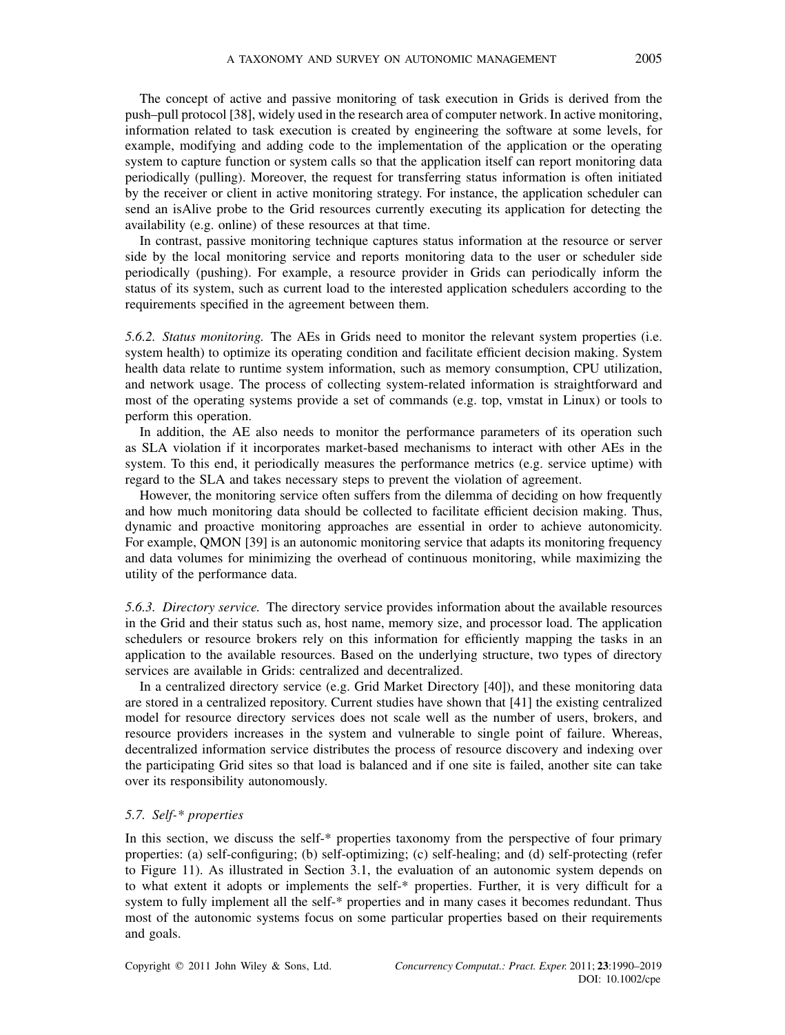The concept of active and passive monitoring of task execution in Grids is derived from the push–pull protocol [38], widely used in the research area of computer network. In active monitoring, information related to task execution is created by engineering the software at some levels, for example, modifying and adding code to the implementation of the application or the operating system to capture function or system calls so that the application itself can report monitoring data periodically (pulling). Moreover, the request for transferring status information is often initiated by the receiver or client in active monitoring strategy. For instance, the application scheduler can send an isAlive probe to the Grid resources currently executing its application for detecting the availability (e.g. online) of these resources at that time.

In contrast, passive monitoring technique captures status information at the resource or server side by the local monitoring service and reports monitoring data to the user or scheduler side periodically (pushing). For example, a resource provider in Grids can periodically inform the status of its system, such as current load to the interested application schedulers according to the requirements specified in the agreement between them.

*5.6.2. Status monitoring.* The AEs in Grids need to monitor the relevant system properties (i.e. system health) to optimize its operating condition and facilitate efficient decision making. System health data relate to runtime system information, such as memory consumption, CPU utilization, and network usage. The process of collecting system-related information is straightforward and most of the operating systems provide a set of commands (e.g. top, vmstat in Linux) or tools to perform this operation.

In addition, the AE also needs to monitor the performance parameters of its operation such as SLA violation if it incorporates market-based mechanisms to interact with other AEs in the system. To this end, it periodically measures the performance metrics (e.g. service uptime) with regard to the SLA and takes necessary steps to prevent the violation of agreement.

However, the monitoring service often suffers from the dilemma of deciding on how frequently and how much monitoring data should be collected to facilitate efficient decision making. Thus, dynamic and proactive monitoring approaches are essential in order to achieve autonomicity. For example, QMON [39] is an autonomic monitoring service that adapts its monitoring frequency and data volumes for minimizing the overhead of continuous monitoring, while maximizing the utility of the performance data.

*5.6.3. Directory service.* The directory service provides information about the available resources in the Grid and their status such as, host name, memory size, and processor load. The application schedulers or resource brokers rely on this information for efficiently mapping the tasks in an application to the available resources. Based on the underlying structure, two types of directory services are available in Grids: centralized and decentralized.

In a centralized directory service (e.g. Grid Market Directory [40]), and these monitoring data are stored in a centralized repository. Current studies have shown that [41] the existing centralized model for resource directory services does not scale well as the number of users, brokers, and resource providers increases in the system and vulnerable to single point of failure. Whereas, decentralized information service distributes the process of resource discovery and indexing over the participating Grid sites so that load is balanced and if one site is failed, another site can take over its responsibility autonomously.

### *5.7. Self-* properties*

In this section, we discuss the self-* properties taxonomy from the perspective of four primary properties: (a) self-configuring; (b) self-optimizing; (c) self-healing; and (d) self-protecting (refer to Figure 11). As illustrated in Section 3.1, the evaluation of an autonomic system depends on to what extent it adopts or implements the self-* properties. Further, it is very difficult for a system to fully implement all the self-* properties and in many cases it becomes redundant. Thus most of the autonomic systems focus on some particular properties based on their requirements and goals.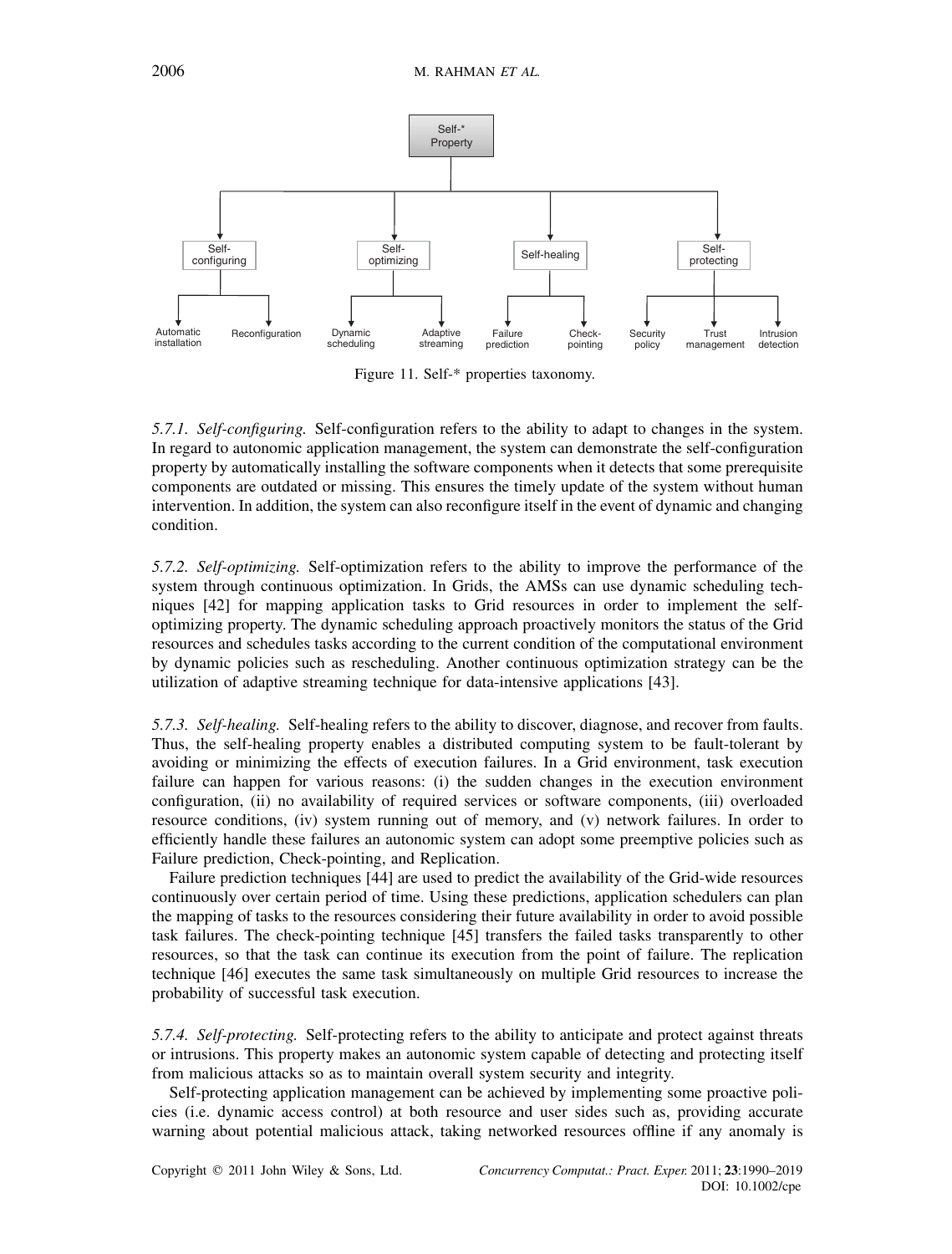Figure 11. Self-* properties taxonomy.

*5.7.1. Self-configuring.* Self-configuration refers to the ability to adapt to changes in the system. In regard to autonomic application management, the system can demonstrate the self-configuration property by automatically installing the software components when it detects that some prerequisite components are outdated or missing. This ensures the timely update of the system without human intervention. In addition, the system can also reconfigure itself in the event of dynamic and changing condition.

*5.7.2. Self-optimizing.* Self-optimization refers to the ability to improve the performance of the system through continuous optimization. In Grids, the AMSs can use dynamic scheduling techniques [42] for mapping application tasks to Grid resources in order to implement the self-optimizing property. The dynamic scheduling approach proactively monitors the status of the Grid resources and schedules tasks according to the current condition of the computational environment by dynamic policies such as rescheduling. Another continuous optimization strategy can be the utilization of adaptive streaming technique for data-intensive applications [43].

*5.7.3. Self-healing.* Self-healing refers to the ability to discover, diagnose, and recover from faults. Thus, the self-healing property enables a distributed computing system to be fault-tolerant by avoiding or minimizing the effects of execution failures. In a Grid environment, task execution failure can happen for various reasons: (i) the sudden changes in the execution environment configuration, (ii) no availability of required services or software components, (iii) overloaded resource conditions, (iv) system running out of memory, and (v) network failures. In order to efficiently handle these failures an autonomic system can adopt some preemptive policies such as Failure prediction, Check-pointing, and Replication.

Failure prediction techniques [44] are used to predict the availability of the Grid-wide resources continuously over certain period of time. Using these predictions, application schedulers can plan the mapping of tasks to the resources considering their future availability in order to avoid possible task failures. The check-pointing technique [45] transfers the failed tasks transparently to other resources, so that the task can continue its execution from the point of failure. The replication technique [46] executes the same task simultaneously on multiple Grid resources to increase the probability of successful task execution.

*5.7.4. Self-protecting.* Self-protecting refers to the ability to anticipate and protect against threats or intrusions. This property makes an autonomic system capable of detecting and protecting itself from malicious attacks so as to maintain overall system security and integrity.

Self-protecting application management can be achieved by implementing some proactive policies (i.e. dynamic access control) at both resource and user sides such as, providing accurate warning about potential malicious attack, taking networked resources offline if any anomaly is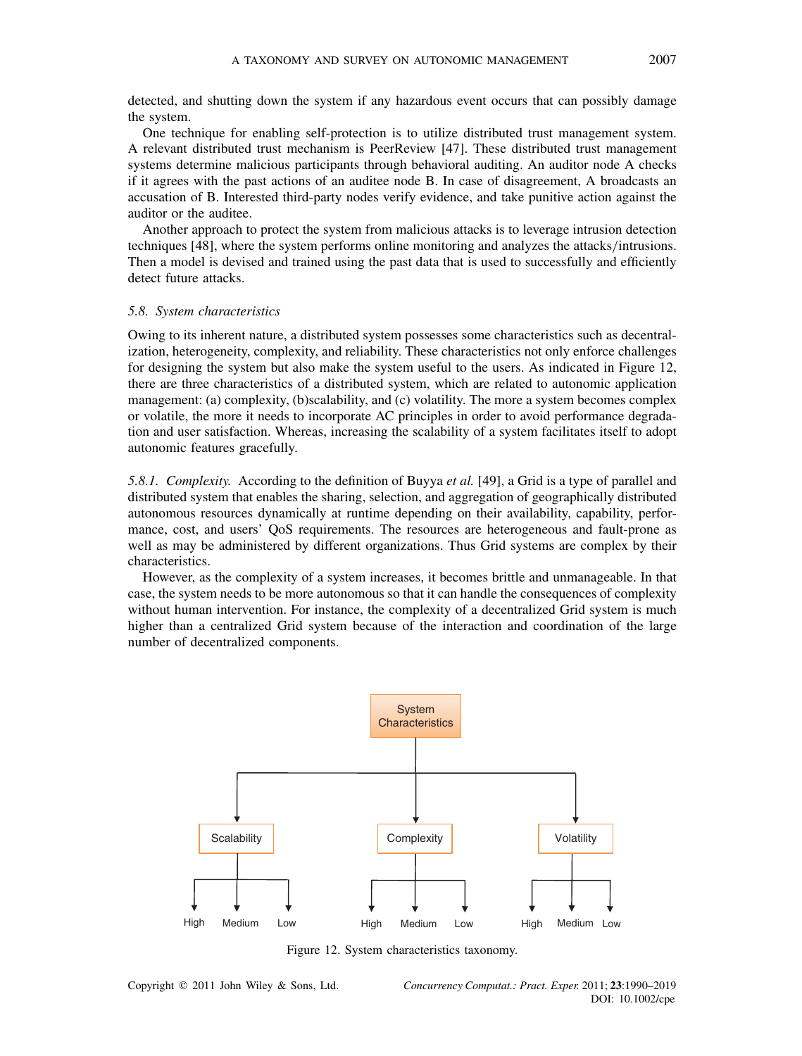detected, and shutting down the system if any hazardous event occurs that can possibly damage the system.

One technique for enabling self-protection is to utilize distributed trust management system. A relevant distributed trust mechanism is PeerReview [47]. These distributed trust management systems determine malicious participants through behavioral auditing. An auditor node A checks if it agrees with the past actions of an auditee node B. In case of disagreement, A broadcasts an accusation of B. Interested third-party nodes verify evidence, and take punitive action against the auditor or the auditee.

Another approach to protect the system from malicious attacks is to leverage intrusion detection techniques [48], where the system performs online monitoring and analyzes the attacks/intrusions. Then a model is devised and trained using the past data that is used to successfully and efficiently detect future attacks.

### 5.8. System characteristics

Owing to its inherent nature, a distributed system possesses some characteristics such as decentralization, heterogeneity, complexity, and reliability. These characteristics not only enforce challenges for designing the system but also make the system useful to the users. As indicated in Figure 12, there are three characteristics of a distributed system, which are related to autonomic application management: (a) complexity, (b)scalability, and (c) volatility. The more a system becomes complex or volatile, the more it needs to incorporate AC principles in order to avoid performance degradation and user satisfaction. Whereas, increasing the scalability of a system facilitates itself to adopt autonomic features gracefully.

#### 5.8.1. Complexity.

According to the definition of Buyya *et al.* [49], a Grid is a type of parallel and distributed system that enables the sharing, selection, and aggregation of geographically distributed autonomous resources dynamically at runtime depending on their availability, capability, performance, cost, and users' QoS requirements. The resources are heterogeneous and fault-prone as well as may be administered by different organizations. Thus Grid systems are complex by their characteristics.

However, as the complexity of a system increases, it becomes brittle and unmanageable. In that case, the system needs to be more autonomous so that it can handle the consequences of complexity without human intervention. For instance, the complexity of a decentralized Grid system is much higher than a centralized Grid system because of the interaction and coordination of the large number of decentralized components.

System Characteristics

- Scalability: High, Medium, Low
- Complexity: High, Medium, Low
- Volatility: High, Medium, Low

Figure 12. System characteristics taxonomy.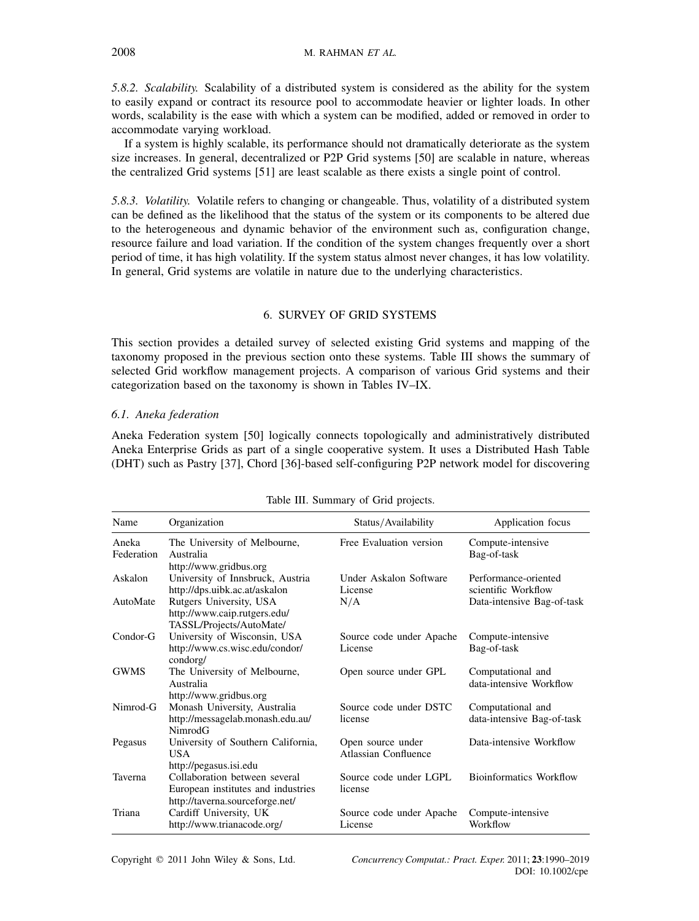*5.8.2. Scalability.* Scalability of a distributed system is considered as the ability for the system to easily expand or contract its resource pool to accommodate heavier or lighter loads. In other words, scalability is the ease with which a system can be modified, added or removed in order to accommodate varying workload.

If a system is highly scalable, its performance should not dramatically deteriorate as the system size increases. In general, decentralized or P2P Grid systems [50] are scalable in nature, whereas the centralized Grid systems [51] are least scalable as there exists a single point of control.

*5.8.3. Volatility.* Volatile refers to changing or changeable. Thus, volatility of a distributed system can be defined as the likelihood that the status of the system or its components to be altered due to the heterogeneous and dynamic behavior of the environment such as, configuration change, resource failure and load variation. If the condition of the system changes frequently over a short period of time, it has high volatility. If the system status almost never changes, it has low volatility. In general, Grid systems are volatile in nature due to the underlying characteristics.

## 6. SURVEY OF GRID SYSTEMS

This section provides a detailed survey of selected existing Grid systems and mapping of the taxonomy proposed in the previous section onto these systems. Table III shows the summary of selected Grid workflow management projects. A comparison of various Grid systems and their categorization based on the taxonomy is shown in Tables IV–IX.

### *6.1. Aneka federation*

Aneka Federation system [50] logically connects topologically and administratively distributed Aneka Enterprise Grids as part of a single cooperative system. It uses a Distributed Hash Table (DHT) such as Pastry [37], Chord [36]-based self-configuring P2P network model for discovering

Table III. Summary of Grid projects.

| Name | Organization | Status/Availability | Application focus |
|---|---|---|---|
| Aneka Federation | The University of Melbourne, Australia http://www.gridbus.org | Free Evaluation version | Compute-intensive Bag-of-task |
| Askalon | University of Innsbruck, Austria http://dps.uibk.ac.at/askalon | Under Askalon Software License | Performance-oriented scientific Workflow |
| AutoMate | Rutgers University, USA http://www.caip.rutgers.edu/TASSL/Projects/AutoMate/ | N/A | Data-intensive Bag-of-task |
| Condor-G | University of Wisconsin, USA http://www.cs.wisc.edu/condor/condorg/ | Source code under Apache License | Compute-intensive Bag-of-task |
| GWMS | The University of Melbourne, Australia http://www.gridbus.org | Open source under GPL | Computational and data-intensive Workflow |
| Nimrod-G | Monash University, Australia http://messagelab.monash.edu.au/NimrodG | Source code under DSTC license | Computational and data-intensive Bag-of-task |
| Pegasus | University of Southern California, USA http://pegasus.isi.edu | Open source under Atlassian Confluence | Data-intensive Workflow |
| Taverna | Collaboration between several European institutes and industries http://taverna.sourceforge.net/ | Source code under LGPL license | Bioinformatics Workflow |
| Triana | Cardiff University, UK http://www.trianacode.org/ | Source code under Apache License | Compute-intensive Workflow |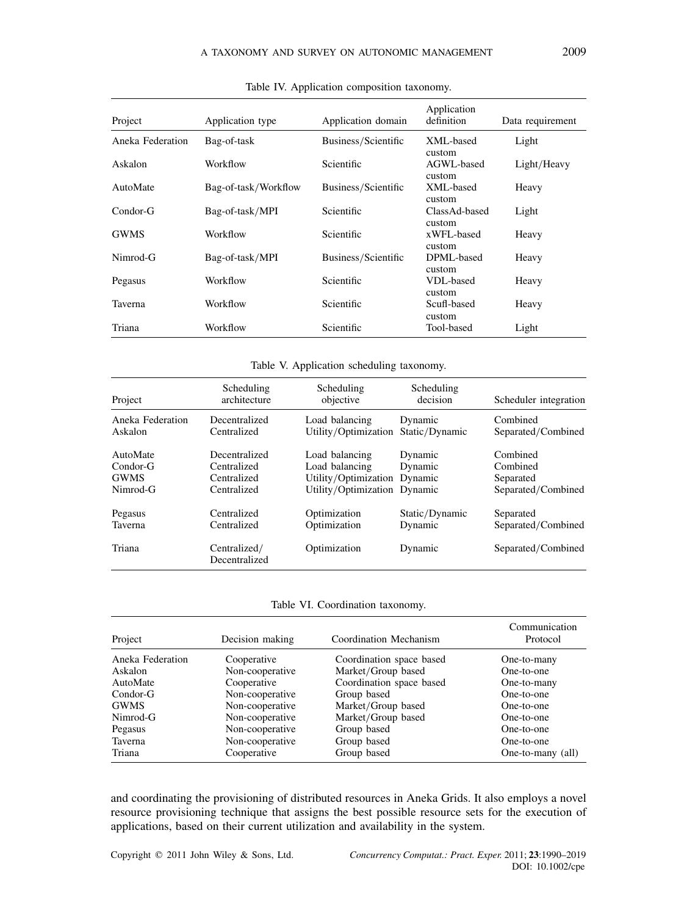Table IV. Application composition taxonomy.

| Project | Application type | Application domain | Application definition | Data requirement |
|---|---|---|---|---|
| Aneka Federation | Bag-of-task | Business/Scientific | XML-based custom | Light |
| Askalon | Workflow | Scientific | AGWL-based custom | Light/Heavy |
| AutoMate | Bag-of-task/Workflow | Business/Scientific | XML-based custom | Heavy |
| Condor-G | Bag-of-task/MPI | Scientific | ClassAd-based custom | Light |
| GWMS | Workflow | Scientific | xWFL-based custom | Heavy |
| Nimrod-G | Bag-of-task/MPI | Business/Scientific | DPML-based custom | Heavy |
| Pegasus | Workflow | Scientific | VDL-based custom | Heavy |
| Taverna | Workflow | Scientific | Scufl-based custom | Heavy |
| Triana | Workflow | Scientific | Tool-based | Light |

Table V. Application scheduling taxonomy.

| Project | Scheduling architecture | Scheduling objective | Scheduling decision | Scheduler integration |
|---|---|---|---|---|
| Aneka Federation | Decentralized | Load balancing | Dynamic | Combined |
| Askalon | Centralized | Utility/Optimization | Static/Dynamic | Separated/Combined |
| AutoMate | Decentralized | Load balancing | Dynamic | Combined |
| Condor-G | Centralized | Load balancing | Dynamic | Combined |
| GWMS | Centralized | Utility/Optimization | Dynamic | Separated |
| Nimrod-G | Centralized | Utility/Optimization | Dynamic | Separated/Combined |
| Pegasus | Centralized | Optimization | Static/Dynamic | Separated |
| Taverna | Centralized | Optimization | Dynamic | Separated/Combined |
| Triana | Centralized/ Decentralized | Optimization | Dynamic | Separated/Combined |

Table VI. Coordination taxonomy.

| Project | Decision making | Coordination Mechanism | Communication Protocol |
|---|---|---|---|
| Aneka Federation | Cooperative | Coordination space based | One-to-many |
| Askalon | Non-cooperative | Market/Group based | One-to-one |
| AutoMate | Cooperative | Coordination space based | One-to-many |
| Condor-G | Non-cooperative | Group based | One-to-one |
| GWMS | Non-cooperative | Market/Group based | One-to-one |
| Nimrod-G | Non-cooperative | Market/Group based | One-to-one |
| Pegasus | Non-cooperative | Group based | One-to-one |
| Taverna | Non-cooperative | Group based | One-to-one |
| Triana | Cooperative | Group based | One-to-many (all) |

and coordinating the provisioning of distributed resources in Aneka Grids. It also employs a novel resource provisioning technique that assigns the best possible resource sets for the execution of applications, based on their current utilization and availability in the system.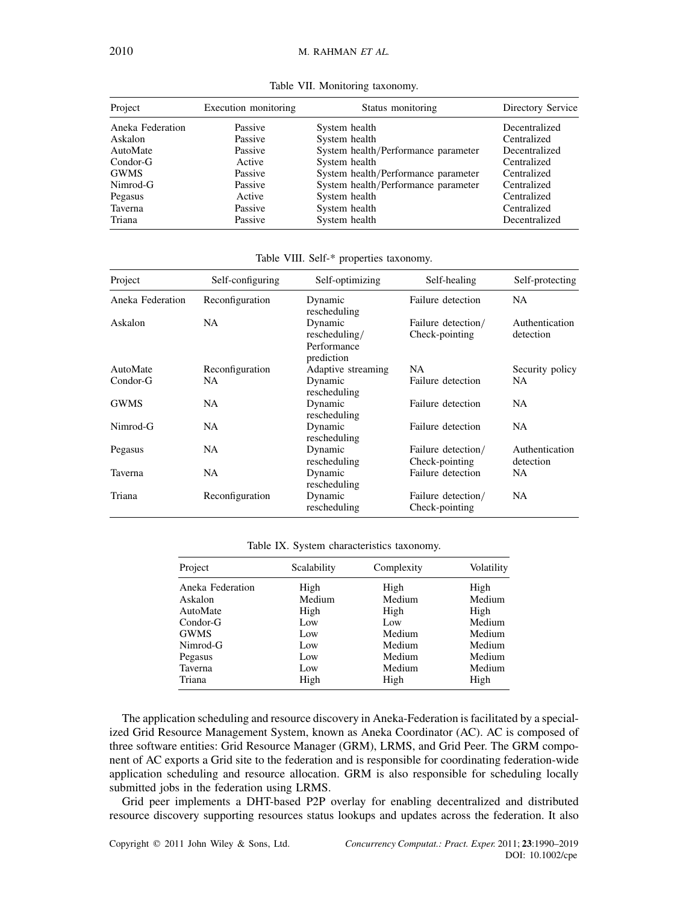Table VII. Monitoring taxonomy.

| Project | Execution monitoring | Status monitoring | Directory Service |
|---|---|---|---|
| Aneka Federation | Passive | System health | Decentralized |
| Askalon | Passive | System health | Centralized |
| AutoMate | Passive | System health/Performance parameter | Decentralized |
| Condor-G | Active | System health | Centralized |
| GWMS | Passive | System health/Performance parameter | Centralized |
| Nimrod-G | Passive | System health/Performance parameter | Centralized |
| Pegasus | Active | System health | Centralized |
| Taverna | Passive | System health | Centralized |
| Triana | Passive | System health | Decentralized |

Table VIII. Self-* properties taxonomy.

| Project | Self-configuring | Self-optimizing | Self-healing | Self-protecting |
|---|---|---|---|---|
| Aneka Federation | Reconfiguration | Dynamic rescheduling | Failure detection | NA |
| Askalon | NA | Dynamic rescheduling/ Performance prediction | Failure detection/ Check-pointing | Authentication detection |
| AutoMate | Reconfiguration | Adaptive streaming | NA | Security policy |
| Condor-G | NA | Dynamic rescheduling | Failure detection | NA |
| GWMS | NA | Dynamic rescheduling | Failure detection | NA |
| Nimrod-G | NA | Dynamic rescheduling | Failure detection | NA |
| Pegasus | NA | Dynamic rescheduling | Failure detection/ Check-pointing | Authentication detection |
| Taverna | NA | Dynamic rescheduling | Failure detection | NA |
| Triana | Reconfiguration | Dynamic rescheduling | Failure detection/ Check-pointing | NA |

Table IX. System characteristics taxonomy.

| Project | Scalability | Complexity | Volatility |
|---|---|---|---|
| Aneka Federation | High | High | High |
| Askalon | Medium | Medium | Medium |
| AutoMate | High | High | High |
| Condor-G | Low | Low | Medium |
| GWMS | Low | Medium | Medium |
| Nimrod-G | Low | Medium | Medium |
| Pegasus | Low | Medium | Medium |
| Taverna | Low | Medium | Medium |
| Triana | High | High | High |

The application scheduling and resource discovery in Aneka-Federation is facilitated by a specialized Grid Resource Management System, known as Aneka Coordinator (AC). AC is composed of three software entities: Grid Resource Manager (GRM), LRMS, and Grid Peer. The GRM component of AC exports a Grid site to the federation and is responsible for coordinating federation-wide application scheduling and resource allocation. GRM is also responsible for scheduling locally submitted jobs in the federation using LRMS.

Grid peer implements a DHT-based P2P overlay for enabling decentralized and distributed resource discovery supporting resources status lookups and updates across the federation. It also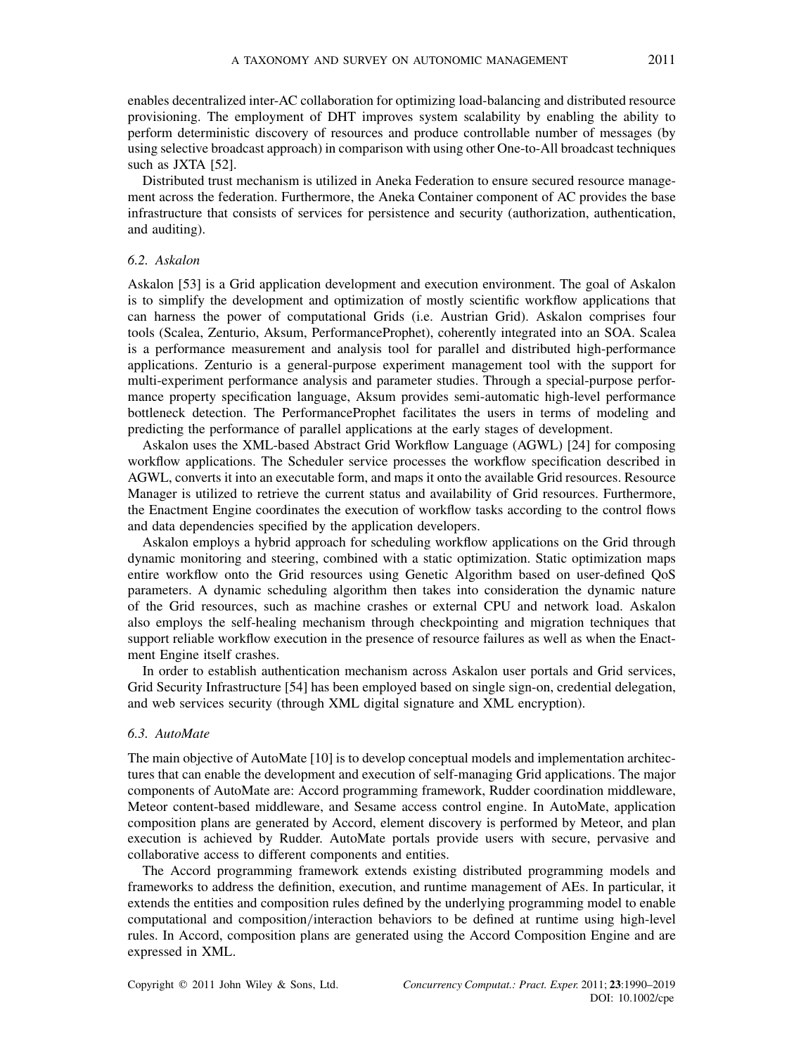enables decentralized inter-AC collaboration for optimizing load-balancing and distributed resource provisioning. The employment of DHT improves system scalability by enabling the ability to perform deterministic discovery of resources and produce controllable number of messages (by using selective broadcast approach) in comparison with using other One-to-All broadcast techniques such as JXTA [52].

Distributed trust mechanism is utilized in Aneka Federation to ensure secured resource management across the federation. Furthermore, the Aneka Container component of AC provides the base infrastructure that consists of services for persistence and security (authorization, authentication, and auditing).

### *6.2. Askalon*

Askalon [53] is a Grid application development and execution environment. The goal of Askalon is to simplify the development and optimization of mostly scientific workflow applications that can harness the power of computational Grids (i.e. Austrian Grid). Askalon comprises four tools (Scalea, Zenturio, Aksum, PerformanceProphet), coherently integrated into an SOA. Scalea is a performance measurement and analysis tool for parallel and distributed high-performance applications. Zenturio is a general-purpose experiment management tool with the support for multi-experiment performance analysis and parameter studies. Through a special-purpose performance property specification language, Aksum provides semi-automatic high-level performance bottleneck detection. The PerformanceProphet facilitates the users in terms of modeling and predicting the performance of parallel applications at the early stages of development.

Askalon uses the XML-based Abstract Grid Workflow Language (AGWL) [24] for composing workflow applications. The Scheduler service processes the workflow specification described in AGWL, converts it into an executable form, and maps it onto the available Grid resources. Resource Manager is utilized to retrieve the current status and availability of Grid resources. Furthermore, the Enactment Engine coordinates the execution of workflow tasks according to the control flows and data dependencies specified by the application developers.

Askalon employs a hybrid approach for scheduling workflow applications on the Grid through dynamic monitoring and steering, combined with a static optimization. Static optimization maps entire workflow onto the Grid resources using Genetic Algorithm based on user-defined QoS parameters. A dynamic scheduling algorithm then takes into consideration the dynamic nature of the Grid resources, such as machine crashes or external CPU and network load. Askalon also employs the self-healing mechanism through checkpointing and migration techniques that support reliable workflow execution in the presence of resource failures as well as when the Enactment Engine itself crashes.

In order to establish authentication mechanism across Askalon user portals and Grid services, Grid Security Infrastructure [54] has been employed based on single sign-on, credential delegation, and web services security (through XML digital signature and XML encryption).

### *6.3. AutoMate*

The main objective of AutoMate [10] is to develop conceptual models and implementation architectures that can enable the development and execution of self-managing Grid applications. The major components of AutoMate are: Accord programming framework, Rudder coordination middleware, Meteor content-based middleware, and Sesame access control engine. In AutoMate, application composition plans are generated by Accord, element discovery is performed by Meteor, and plan execution is achieved by Rudder. AutoMate portals provide users with secure, pervasive and collaborative access to different components and entities.

The Accord programming framework extends existing distributed programming models and frameworks to address the definition, execution, and runtime management of AEs. In particular, it extends the entities and composition rules defined by the underlying programming model to enable computational and composition/interaction behaviors to be defined at runtime using high-level rules. In Accord, composition plans are generated using the Accord Composition Engine and are expressed in XML.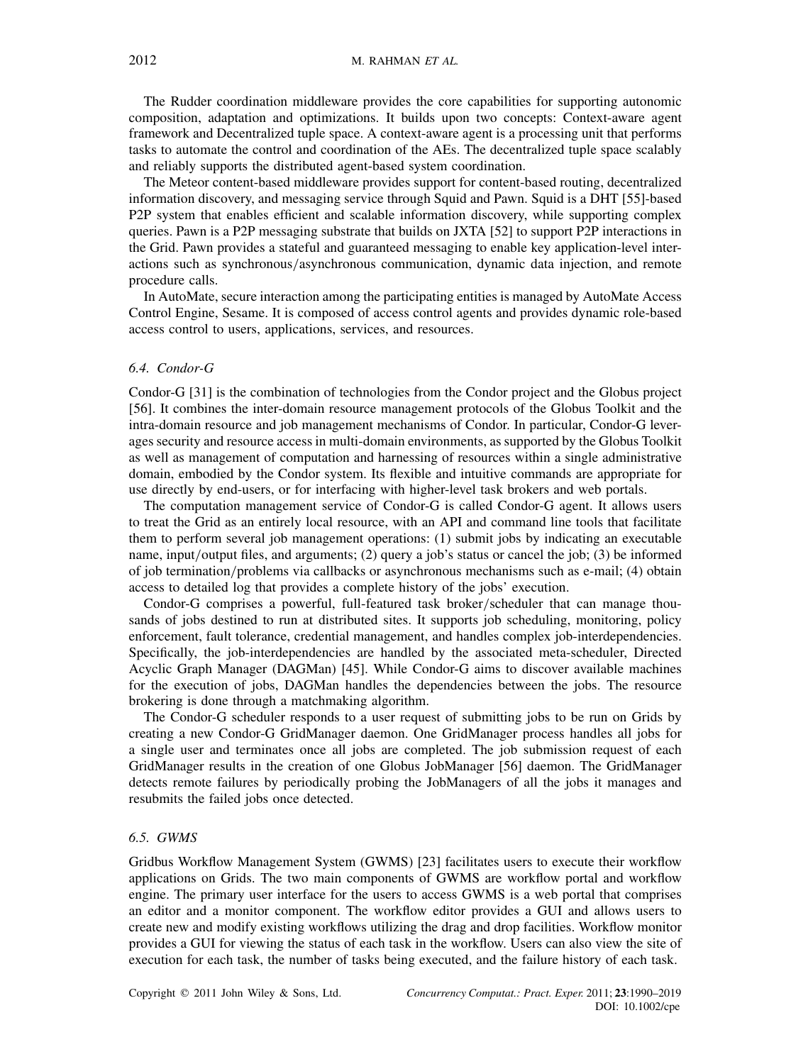The Rudder coordination middleware provides the core capabilities for supporting autonomic composition, adaptation and optimizations. It builds upon two concepts: Context-aware agent framework and Decentralized tuple space. A context-aware agent is a processing unit that performs tasks to automate the control and coordination of the AEs. The decentralized tuple space scalably and reliably supports the distributed agent-based system coordination.

The Meteor content-based middleware provides support for content-based routing, decentralized information discovery, and messaging service through Squid and Pawn. Squid is a DHT [55]-based P2P system that enables efficient and scalable information discovery, while supporting complex queries. Pawn is a P2P messaging substrate that builds on JXTA [52] to support P2P interactions in the Grid. Pawn provides a stateful and guaranteed messaging to enable key application-level interactions such as synchronous/asynchronous communication, dynamic data injection, and remote procedure calls.

In AutoMate, secure interaction among the participating entities is managed by AutoMate Access Control Engine, Sesame. It is composed of access control agents and provides dynamic role-based access control to users, applications, services, and resources.

### *6.4. Condor-G*

Condor-G [31] is the combination of technologies from the Condor project and the Globus project [56]. It combines the inter-domain resource management protocols of the Globus Toolkit and the intra-domain resource and job management mechanisms of Condor. In particular, Condor-G leverages security and resource access in multi-domain environments, as supported by the Globus Toolkit as well as management of computation and harnessing of resources within a single administrative domain, embodied by the Condor system. Its flexible and intuitive commands are appropriate for use directly by end-users, or for interfacing with higher-level task brokers and web portals.

The computation management service of Condor-G is called Condor-G agent. It allows users to treat the Grid as an entirely local resource, with an API and command line tools that facilitate them to perform several job management operations: (1) submit jobs by indicating an executable name, input/output files, and arguments; (2) query a job's status or cancel the job; (3) be informed of job termination/problems via callbacks or asynchronous mechanisms such as e-mail; (4) obtain access to detailed log that provides a complete history of the jobs' execution.

Condor-G comprises a powerful, full-featured task broker/scheduler that can manage thousands of jobs destined to run at distributed sites. It supports job scheduling, monitoring, policy enforcement, fault tolerance, credential management, and handles complex job-interdependencies. Specifically, the job-interdependencies are handled by the associated meta-scheduler, Directed Acyclic Graph Manager (DAGMan) [45]. While Condor-G aims to discover available machines for the execution of jobs, DAGMan handles the dependencies between the jobs. The resource brokering is done through a matchmaking algorithm.

The Condor-G scheduler responds to a user request of submitting jobs to be run on Grids by creating a new Condor-G GridManager daemon. One GridManager process handles all jobs for a single user and terminates once all jobs are completed. The job submission request of each GridManager results in the creation of one Globus JobManager [56] daemon. The GridManager detects remote failures by periodically probing the JobManagers of all the jobs it manages and resubmits the failed jobs once detected.

### *6.5. GWMS*

Gridbus Workflow Management System (GWMS) [23] facilitates users to execute their workflow applications on Grids. The two main components of GWMS are workflow portal and workflow engine. The primary user interface for the users to access GWMS is a web portal that comprises an editor and a monitor component. The workflow editor provides a GUI and allows users to create new and modify existing workflows utilizing the drag and drop facilities. Workflow monitor provides a GUI for viewing the status of each task in the workflow. Users can also view the site of execution for each task, the number of tasks being executed, and the failure history of each task.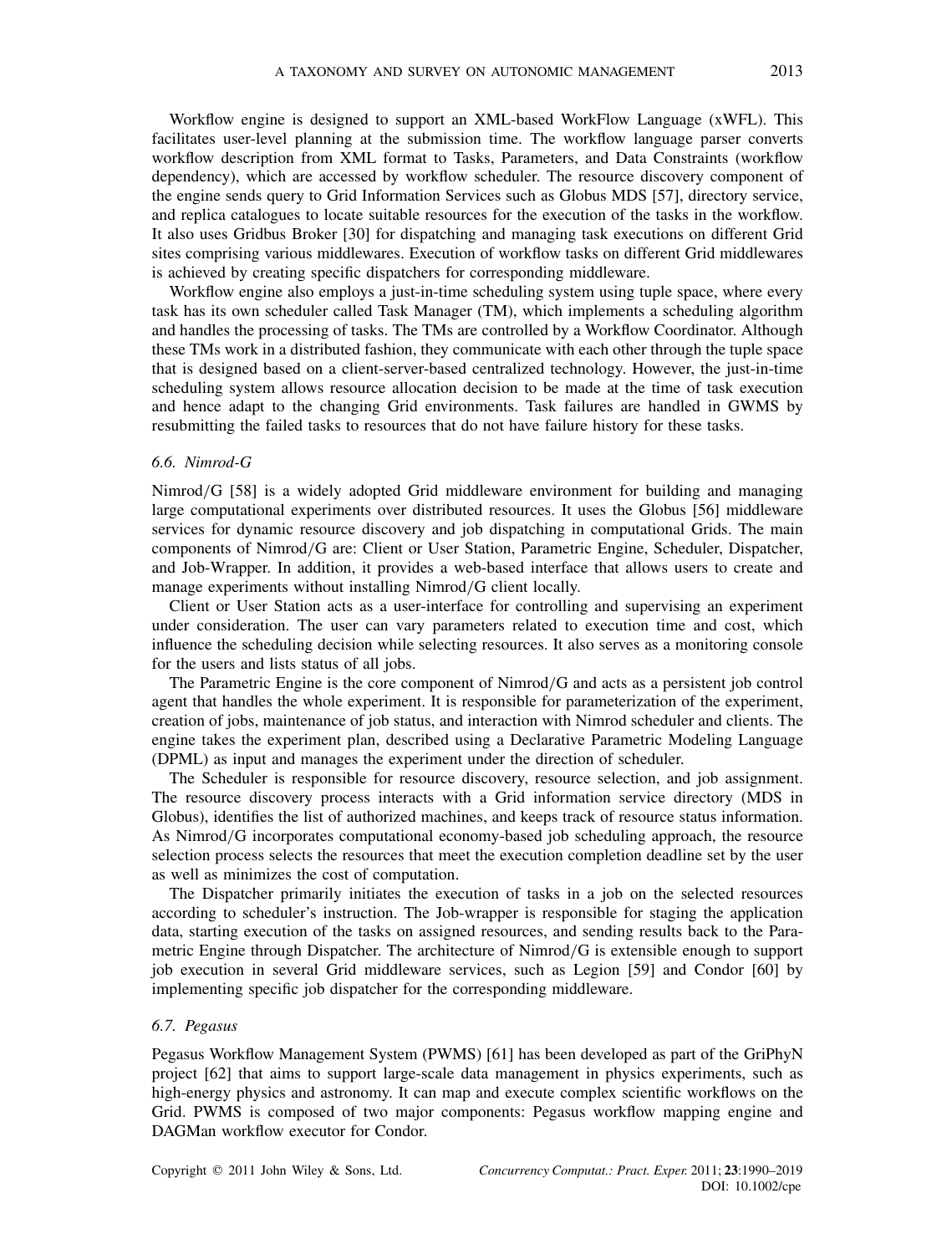Workflow engine is designed to support an XML-based WorkFlow Language (xWFL). This facilitates user-level planning at the submission time. The workflow language parser converts workflow description from XML format to Tasks, Parameters, and Data Constraints (workflow dependency), which are accessed by workflow scheduler. The resource discovery component of the engine sends query to Grid Information Services such as Globus MDS [57], directory service, and replica catalogues to locate suitable resources for the execution of the tasks in the workflow. It also uses Gridbus Broker [30] for dispatching and managing task executions on different Grid sites comprising various middlewares. Execution of workflow tasks on different Grid middlewares is achieved by creating specific dispatchers for corresponding middleware.

Workflow engine also employs a just-in-time scheduling system using tuple space, where every task has its own scheduler called Task Manager (TM), which implements a scheduling algorithm and handles the processing of tasks. The TMs are controlled by a Workflow Coordinator. Although these TMs work in a distributed fashion, they communicate with each other through the tuple space that is designed based on a client-server-based centralized technology. However, the just-in-time scheduling system allows resource allocation decision to be made at the time of task execution and hence adapt to the changing Grid environments. Task failures are handled in GWMS by resubmitting the failed tasks to resources that do not have failure history for these tasks.

### *6.6. Nimrod-G*

Nimrod/G [58] is a widely adopted Grid middleware environment for building and managing large computational experiments over distributed resources. It uses the Globus [56] middleware services for dynamic resource discovery and job dispatching in computational Grids. The main components of Nimrod/G are: Client or User Station, Parametric Engine, Scheduler, Dispatcher, and Job-Wrapper. In addition, it provides a web-based interface that allows users to create and manage experiments without installing Nimrod/G client locally.

Client or User Station acts as a user-interface for controlling and supervising an experiment under consideration. The user can vary parameters related to execution time and cost, which influence the scheduling decision while selecting resources. It also serves as a monitoring console for the users and lists status of all jobs.

The Parametric Engine is the core component of Nimrod/G and acts as a persistent job control agent that handles the whole experiment. It is responsible for parameterization of the experiment, creation of jobs, maintenance of job status, and interaction with Nimrod scheduler and clients. The engine takes the experiment plan, described using a Declarative Parametric Modeling Language (DPML) as input and manages the experiment under the direction of scheduler.

The Scheduler is responsible for resource discovery, resource selection, and job assignment. The resource discovery process interacts with a Grid information service directory (MDS in Globus), identifies the list of authorized machines, and keeps track of resource status information. As Nimrod/G incorporates computational economy-based job scheduling approach, the resource selection process selects the resources that meet the execution completion deadline set by the user as well as minimizes the cost of computation.

The Dispatcher primarily initiates the execution of tasks in a job on the selected resources according to scheduler's instruction. The Job-wrapper is responsible for staging the application data, starting execution of the tasks on assigned resources, and sending results back to the Parametric Engine through Dispatcher. The architecture of Nimrod/G is extensible enough to support job execution in several Grid middleware services, such as Legion [59] and Condor [60] by implementing specific job dispatcher for the corresponding middleware.

### *6.7. Pegasus*

Pegasus Workflow Management System (PWMS) [61] has been developed as part of the GriPhyN project [62] that aims to support large-scale data management in physics experiments, such as high-energy physics and astronomy. It can map and execute complex scientific workflows on the Grid. PWMS is composed of two major components: Pegasus workflow mapping engine and DAGMan workflow executor for Condor.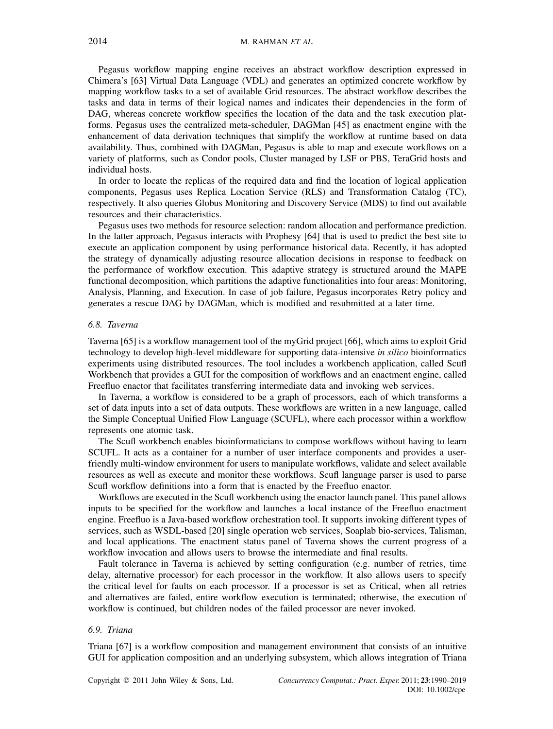Pegasus workflow mapping engine receives an abstract workflow description expressed in Chimera's [63] Virtual Data Language (VDL) and generates an optimized concrete workflow by mapping workflow tasks to a set of available Grid resources. The abstract workflow describes the tasks and data in terms of their logical names and indicates their dependencies in the form of DAG, whereas concrete workflow specifies the location of the data and the task execution platforms. Pegasus uses the centralized meta-scheduler, DAGMan [45] as enactment engine with the enhancement of data derivation techniques that simplify the workflow at runtime based on data availability. Thus, combined with DAGMan, Pegasus is able to map and execute workflows on a variety of platforms, such as Condor pools, Cluster managed by LSF or PBS, TeraGrid hosts and individual hosts.

In order to locate the replicas of the required data and find the location of logical application components, Pegasus uses Replica Location Service (RLS) and Transformation Catalog (TC), respectively. It also queries Globus Monitoring and Discovery Service (MDS) to find out available resources and their characteristics.

Pegasus uses two methods for resource selection: random allocation and performance prediction. In the latter approach, Pegasus interacts with Prophesy [64] that is used to predict the best site to execute an application component by using performance historical data. Recently, it has adopted the strategy of dynamically adjusting resource allocation decisions in response to feedback on the performance of workflow execution. This adaptive strategy is structured around the MAPE functional decomposition, which partitions the adaptive functionalities into four areas: Monitoring, Analysis, Planning, and Execution. In case of job failure, Pegasus incorporates Retry policy and generates a rescue DAG by DAGMan, which is modified and resubmitted at a later time.

### *6.8. Taverna*

Taverna [65] is a workflow management tool of the myGrid project [66], which aims to exploit Grid technology to develop high-level middleware for supporting data-intensive *in silico* bioinformatics experiments using distributed resources. The tool includes a workbench application, called Scufl Workbench that provides a GUI for the composition of workflows and an enactment engine, called Freefluo enactor that facilitates transferring intermediate data and invoking web services.

In Taverna, a workflow is considered to be a graph of processors, each of which transforms a set of data inputs into a set of data outputs. These workflows are written in a new language, called the Simple Conceptual Unified Flow Language (SCUFL), where each processor within a workflow represents one atomic task.

The Scufl workbench enables bioinformaticians to compose workflows without having to learn SCUFL. It acts as a container for a number of user interface components and provides a user-friendly multi-window environment for users to manipulate workflows, validate and select available resources as well as execute and monitor these workflows. Scufl language parser is used to parse Scufl workflow definitions into a form that is enacted by the Freefluo enactor.

Workflows are executed in the Scufl workbench using the enactor launch panel. This panel allows inputs to be specified for the workflow and launches a local instance of the Freefluo enactment engine. Freefluo is a Java-based workflow orchestration tool. It supports invoking different types of services, such as WSDL-based [20] single operation web services, Soaplab bio-services, Talisman, and local applications. The enactment status panel of Taverna shows the current progress of a workflow invocation and allows users to browse the intermediate and final results.

Fault tolerance in Taverna is achieved by setting configuration (e.g. number of retries, time delay, alternative processor) for each processor in the workflow. It also allows users to specify the critical level for faults on each processor. If a processor is set as Critical, when all retries and alternatives are failed, entire workflow execution is terminated; otherwise, the execution of workflow is continued, but children nodes of the failed processor are never invoked.

### *6.9. Triana*

Triana [67] is a workflow composition and management environment that consists of an intuitive GUI for application composition and an underlying subsystem, which allows integration of Triana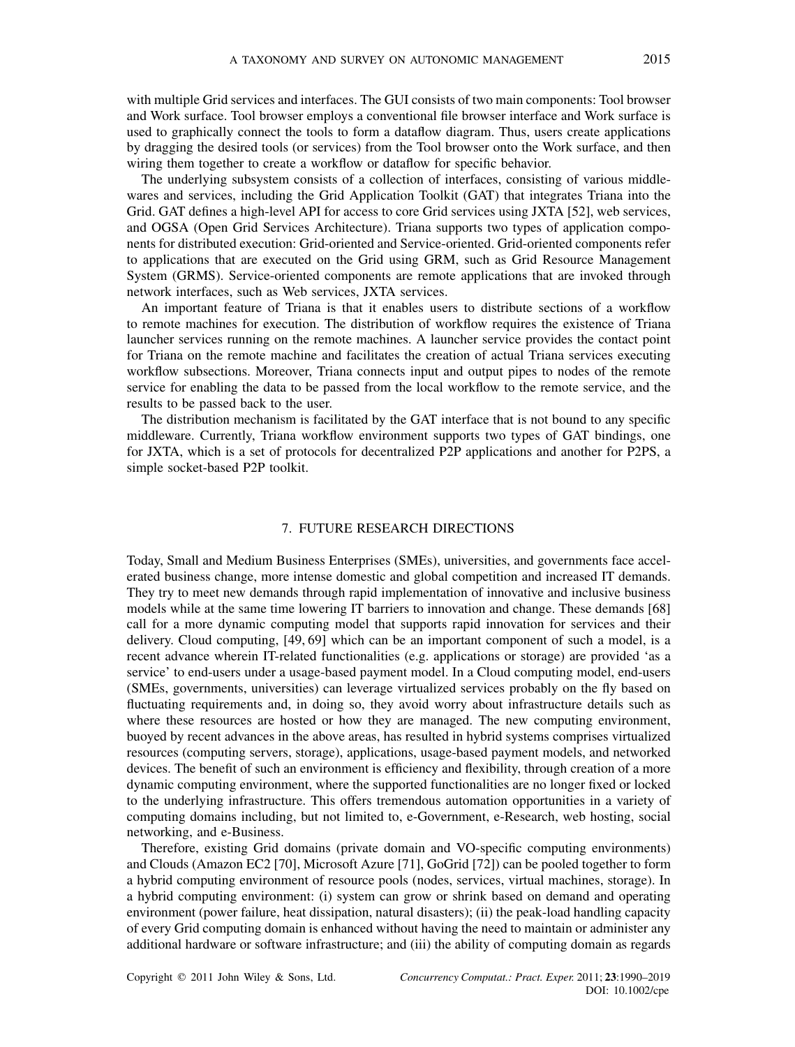with multiple Grid services and interfaces. The GUI consists of two main components: Tool browser and Work surface. Tool browser employs a conventional file browser interface and Work surface is used to graphically connect the tools to form a dataflow diagram. Thus, users create applications by dragging the desired tools (or services) from the Tool browser onto the Work surface, and then wiring them together to create a workflow or dataflow for specific behavior.

The underlying subsystem consists of a collection of interfaces, consisting of various middlewares and services, including the Grid Application Toolkit (GAT) that integrates Triana into the Grid. GAT defines a high-level API for access to core Grid services using JXTA [52], web services, and OGSA (Open Grid Services Architecture). Triana supports two types of application components for distributed execution: Grid-oriented and Service-oriented. Grid-oriented components refer to applications that are executed on the Grid using GRM, such as Grid Resource Management System (GRMS). Service-oriented components are remote applications that are invoked through network interfaces, such as Web services, JXTA services.

An important feature of Triana is that it enables users to distribute sections of a workflow to remote machines for execution. The distribution of workflow requires the existence of Triana launcher services running on the remote machines. A launcher service provides the contact point for Triana on the remote machine and facilitates the creation of actual Triana services executing workflow subsections. Moreover, Triana connects input and output pipes to nodes of the remote service for enabling the data to be passed from the local workflow to the remote service, and the results to be passed back to the user.

The distribution mechanism is facilitated by the GAT interface that is not bound to any specific middleware. Currently, Triana workflow environment supports two types of GAT bindings, one for JXTA, which is a set of protocols for decentralized P2P applications and another for P2PS, a simple socket-based P2P toolkit.

## 7. FUTURE RESEARCH DIRECTIONS

Today, Small and Medium Business Enterprises (SMEs), universities, and governments face accelerated business change, more intense domestic and global competition and increased IT demands. They try to meet new demands through rapid implementation of innovative and inclusive business models while at the same time lowering IT barriers to innovation and change. These demands [68] call for a more dynamic computing model that supports rapid innovation for services and their delivery. Cloud computing, [49, 69] which can be an important component of such a model, is a recent advance wherein IT-related functionalities (e.g. applications or storage) are provided 'as a service' to end-users under a usage-based payment model. In a Cloud computing model, end-users (SMEs, governments, universities) can leverage virtualized services probably on the fly based on fluctuating requirements and, in doing so, they avoid worry about infrastructure details such as where these resources are hosted or how they are managed. The new computing environment, buoyed by recent advances in the above areas, has resulted in hybrid systems comprises virtualized resources (computing servers, storage), applications, usage-based payment models, and networked devices. The benefit of such an environment is efficiency and flexibility, through creation of a more dynamic computing environment, where the supported functionalities are no longer fixed or locked to the underlying infrastructure. This offers tremendous automation opportunities in a variety of computing domains including, but not limited to, e-Government, e-Research, web hosting, social networking, and e-Business.

Therefore, existing Grid domains (private domain and VO-specific computing environments) and Clouds (Amazon EC2 [70], Microsoft Azure [71], GoGrid [72]) can be pooled together to form a hybrid computing environment of resource pools (nodes, services, virtual machines, storage). In a hybrid computing environment: (i) system can grow or shrink based on demand and operating environment (power failure, heat dissipation, natural disasters); (ii) the peak-load handling capacity of every Grid computing domain is enhanced without having the need to maintain or administer any additional hardware or software infrastructure; and (iii) the ability of computing domain as regards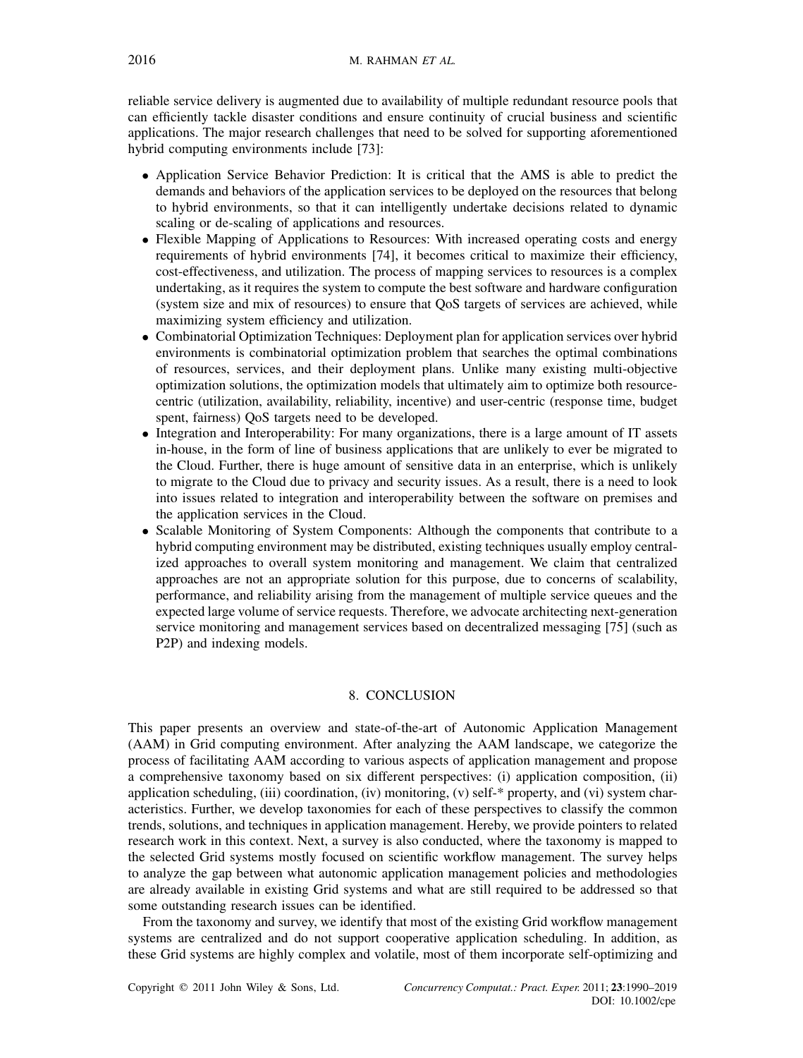reliable service delivery is augmented due to availability of multiple redundant resource pools that can efficiently tackle disaster conditions and ensure continuity of crucial business and scientific applications. The major research challenges that need to be solved for supporting aforementioned hybrid computing environments include [73]:

- Application Service Behavior Prediction: It is critical that the AMS is able to predict the demands and behaviors of the application services to be deployed on the resources that belong to hybrid environments, so that it can intelligently undertake decisions related to dynamic scaling or de-scaling of applications and resources.
- Flexible Mapping of Applications to Resources: With increased operating costs and energy requirements of hybrid environments [74], it becomes critical to maximize their efficiency, cost-effectiveness, and utilization. The process of mapping services to resources is a complex undertaking, as it requires the system to compute the best software and hardware configuration (system size and mix of resources) to ensure that QoS targets of services are achieved, while maximizing system efficiency and utilization.
- Combinatorial Optimization Techniques: Deployment plan for application services over hybrid environments is combinatorial optimization problem that searches the optimal combinations of resources, services, and their deployment plans. Unlike many existing multi-objective optimization solutions, the optimization models that ultimately aim to optimize both resource-centric (utilization, availability, reliability, incentive) and user-centric (response time, budget spent, fairness) QoS targets need to be developed.
- Integration and Interoperability: For many organizations, there is a large amount of IT assets in-house, in the form of line of business applications that are unlikely to ever be migrated to the Cloud. Further, there is huge amount of sensitive data in an enterprise, which is unlikely to migrate to the Cloud due to privacy and security issues. As a result, there is a need to look into issues related to integration and interoperability between the software on premises and the application services in the Cloud.
- Scalable Monitoring of System Components: Although the components that contribute to a hybrid computing environment may be distributed, existing techniques usually employ centralized approaches to overall system monitoring and management. We claim that centralized approaches are not an appropriate solution for this purpose, due to concerns of scalability, performance, and reliability arising from the management of multiple service queues and the expected large volume of service requests. Therefore, we advocate architecting next-generation service monitoring and management services based on decentralized messaging [75] (such as P2P) and indexing models.

## 8. CONCLUSION

This paper presents an overview and state-of-the-art of Autonomic Application Management (AAM) in Grid computing environment. After analyzing the AAM landscape, we categorize the process of facilitating AAM according to various aspects of application management and propose a comprehensive taxonomy based on six different perspectives: (i) application composition, (ii) application scheduling, (iii) coordination, (iv) monitoring, (v) self-* property, and (vi) system characteristics. Further, we develop taxonomies for each of these perspectives to classify the common trends, solutions, and techniques in application management. Hereby, we provide pointers to related research work in this context. Next, a survey is also conducted, where the taxonomy is mapped to the selected Grid systems mostly focused on scientific workflow management. The survey helps to analyze the gap between what autonomic application management policies and methodologies are already available in existing Grid systems and what are still required to be addressed so that some outstanding research issues can be identified.

From the taxonomy and survey, we identify that most of the existing Grid workflow management systems are centralized and do not support cooperative application scheduling. In addition, as these Grid systems are highly complex and volatile, most of them incorporate self-optimizing and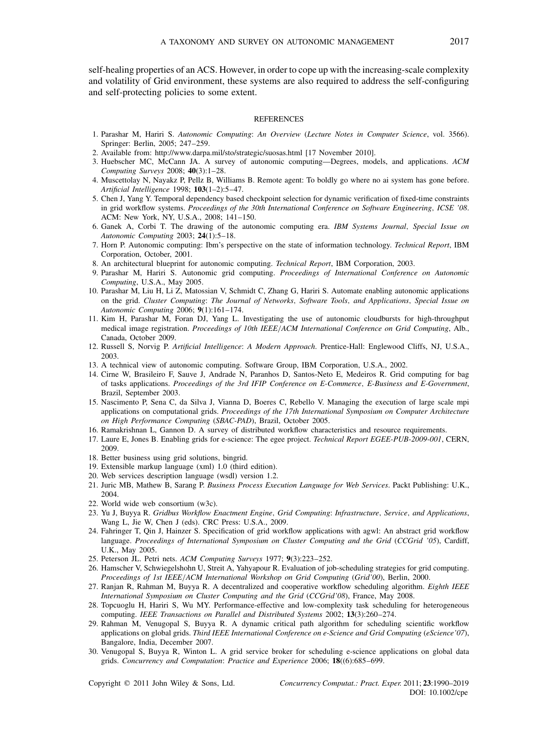self-healing properties of an ACS. However, in order to cope up with the increasing-scale complexity and volatility of Grid environment, these systems are also required to address the self-configuring and self-protecting policies to some extent.

## REFERENCES

1. Parashar M, Hariri S. *Autonomic Computing*: *An Overview* (*Lecture Notes in Computer Science*, vol. 3566). Springer: Berlin, 2005; 247–259.
2. Available from: http://www.darpa.mil/sto/strategic/suosas.html [17 November 2010].
3. Huebscher MC, McCann JA. A survey of autonomic computing—Degrees, models, and applications. *ACM Computing Surveys* 2008; **40**(3):1–28.
4. Muscettolay N, Nayakz P, Pellz B, Williams B. Remote agent: To boldly go where no ai system has gone before. *Artificial Intelligence* 1998; **103**(1–2):5–47.
5. Chen J, Yang Y. Temporal dependency based checkpoint selection for dynamic verification of fixed-time constraints in grid workflow systems. *Proceedings of the 30th International Conference on Software Engineering*, *ICSE '08*. ACM: New York, NY, U.S.A., 2008; 141–150.
6. Ganek A, Corbi T. The drawing of the autonomic computing era. *IBM Systems Journal*, *Special Issue on Autonomic Computing* 2003; **24**(1):5–18.
7. Horn P. Autonomic computing: Ibm's perspective on the state of information technology. *Technical Report*, IBM Corporation, October, 2001.
8. An architectural blueprint for autonomic computing. *Technical Report*, IBM Corporation, 2003.
9. Parashar M, Hariri S. Autonomic grid computing. *Proceedings of International Conference on Autonomic Computing*, U.S.A., May 2005.
10. Parashar M, Liu H, Li Z, Matossian V, Schmidt C, Zhang G, Hariri S. Automate enabling autonomic applications on the grid. *Cluster Computing*: *The Journal of Networks*, *Software Tools*, *and Applications*, *Special Issue on Autonomic Computing* 2006; **9**(1):161–174.
11. Kim H, Parashar M, Foran DJ, Yang L. Investigating the use of autonomic cloudbursts for high-throughput medical image registration. *Proceedings of 10th IEEE/ACM International Conference on Grid Computing*, Alb., Canada, October 2009.
12. Russell S, Norvig P. *Artificial Intelligence*: *A Modern Approach*. Prentice-Hall: Englewood Cliffs, NJ, U.S.A., 2003.
13. A technical view of autonomic computing. Software Group, IBM Corporation, U.S.A., 2002.
14. Cirne W, Brasileiro F, Sauve J, Andrade N, Paranhos D, Santos-Neto E, Medeiros R. Grid computing for bag of tasks applications. *Proceedings of the 3rd IFIP Conference on E-Commerce*, *E-Business and E-Government*, Brazil, September 2003.
15. Nascimento P, Sena C, da Silva J, Vianna D, Boeres C, Rebello V. Managing the execution of large scale mpi applications on computational grids. *Proceedings of the 17th International Symposium on Computer Architecture on High Performance Computing* (*SBAC-PAD*), Brazil, October 2005.
16. Ramakrishnan L, Gannon D. A survey of distributed workflow characteristics and resource requirements.
17. Laure E, Jones B. Enabling grids for e-science: The egee project. *Technical Report EGEE-PUB-2009-001*, CERN, 2009.
18. Better business using grid solutions, bingrid.
19. Extensible markup language (xml) 1.0 (third edition).
20. Web services description language (wsdl) version 1.2.
21. Juric MB, Mathew B, Sarang P. *Business Process Execution Language for Web Services*. Packt Publishing: U.K., 2004.
22. World wide web consortium (w3c).
23. Yu J, Buyya R. *Gridbus Workflow Enactment Engine*, *Grid Computing*: *Infrastructure*, *Service*, *and Applications*, Wang L, Jie W, Chen J (eds). CRC Press: U.S.A., 2009.
24. Fahringer T, Qin J, Hainzer S. Specification of grid workflow applications with agwl: An abstract grid workflow language. *Proceedings of International Symposium on Cluster Computing and the Grid* (*CCGrid '05*), Cardiff, U.K., May 2005.
25. Peterson JL. Petri nets. *ACM Computing Surveys* 1977; **9**(3):223–252.
26. Hamscher V, Schwiegelshohn U, Streit A, Yahyapour R. Evaluation of job-scheduling strategies for grid computing. *Proceedings of 1st IEEE/ACM International Workshop on Grid Computing* (*Grid'00*), Berlin, 2000.
27. Ranjan R, Rahman M, Buyya R. A decentralized and cooperative workflow scheduling algorithm. *Eighth IEEE International Symposium on Cluster Computing and the Grid* (*CCGrid'08*), France, May 2008.
28. Topcuoglu H, Hariri S, Wu MY. Performance-effective and low-complexity task scheduling for heterogeneous computing. *IEEE Transactions on Parallel and Distributed Systems* 2002; **13**(3):260–274.
29. Rahman M, Venugopal S, Buyya R. A dynamic critical path algorithm for scheduling scientific workflow applications on global grids. *Third IEEE International Conference on e-Science and Grid Computing* (*eScience'07*), Bangalore, India, December 2007.
30. Venugopal S, Buyya R, Winton L. A grid service broker for scheduling e-science applications on global data grids. *Concurrency and Computation*: *Practice and Experience* 2006; **18**((6):685–699.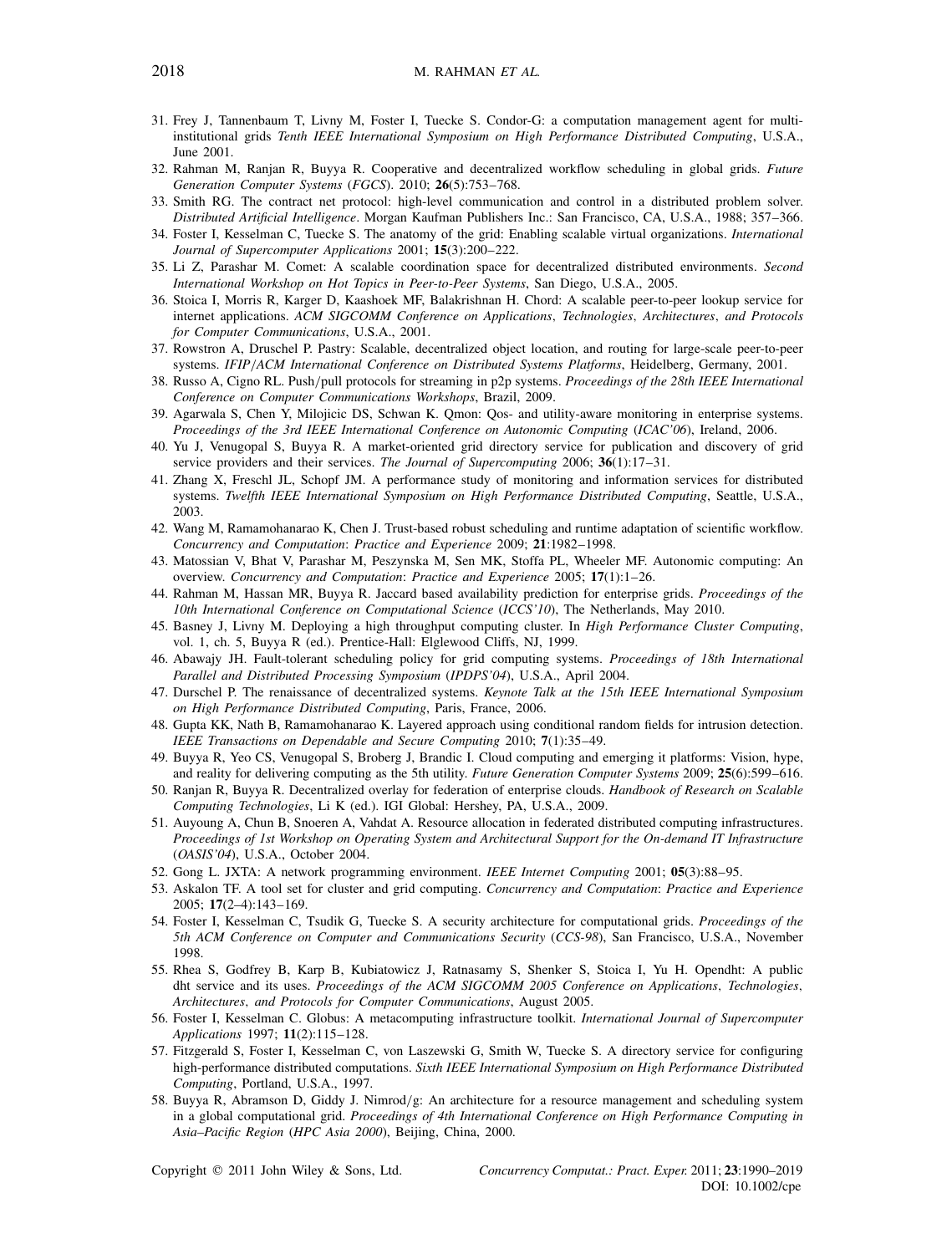31. Frey J, Tannenbaum T, Livny M, Foster I, Tuecke S. Condor-G: a computation management agent for multi-institutional grids *Tenth IEEE International Symposium on High Performance Distributed Computing*, U.S.A., June 2001.
32. Rahman M, Ranjan R, Buyya R. Cooperative and decentralized workflow scheduling in global grids. *Future Generation Computer Systems* (*FGCS*). 2010; **26**(5):753–768.
33. Smith RG. The contract net protocol: high-level communication and control in a distributed problem solver. *Distributed Artificial Intelligence*. Morgan Kaufman Publishers Inc.: San Francisco, CA, U.S.A., 1988; 357–366.
34. Foster I, Kesselman C, Tuecke S. The anatomy of the grid: Enabling scalable virtual organizations. *International Journal of Supercomputer Applications* 2001; **15**(3):200–222.
35. Li Z, Parashar M. Comet: A scalable coordination space for decentralized distributed environments. *Second International Workshop on Hot Topics in Peer-to-Peer Systems*, San Diego, U.S.A., 2005.
36. Stoica I, Morris R, Karger D, Kaashoek MF, Balakrishnan H. Chord: A scalable peer-to-peer lookup service for internet applications. *ACM SIGCOMM Conference on Applications*, *Technologies*, *Architectures*, *and Protocols for Computer Communications*, U.S.A., 2001.
37. Rowstron A, Druschel P. Pastry: Scalable, decentralized object location, and routing for large-scale peer-to-peer systems. *IFIP/ACM International Conference on Distributed Systems Platforms*, Heidelberg, Germany, 2001.
38. Russo A, Cigno RL. Push/pull protocols for streaming in p2p systems. *Proceedings of the 28th IEEE International Conference on Computer Communications Workshops*, Brazil, 2009.
39. Agarwala S, Chen Y, Milojicic DS, Schwan K. Qmon: Qos- and utility-aware monitoring in enterprise systems. *Proceedings of the 3rd IEEE International Conference on Autonomic Computing* (*ICAC'06*), Ireland, 2006.
40. Yu J, Venugopal S, Buyya R. A market-oriented grid directory service for publication and discovery of grid service providers and their services. *The Journal of Supercomputing* 2006; **36**(1):17–31.
41. Zhang X, Freschl JL, Schopf JM. A performance study of monitoring and information services for distributed systems. *Twelfth IEEE International Symposium on High Performance Distributed Computing*, Seattle, U.S.A., 2003.
42. Wang M, Ramamohanarao K, Chen J. Trust-based robust scheduling and runtime adaptation of scientific workflow. *Concurrency and Computation*: *Practice and Experience* 2009; **21**:1982–1998.
43. Matossian V, Bhat V, Parashar M, Peszynska M, Sen MK, Stoffa PL, Wheeler MF. Autonomic computing: An overview. *Concurrency and Computation*: *Practice and Experience* 2005; **17**(1):1–26.
44. Rahman M, Hassan MR, Buyya R. Jaccard based availability prediction for enterprise grids. *Proceedings of the 10th International Conference on Computational Science* (*ICCS'10*), The Netherlands, May 2010.
45. Basney J, Livny M. Deploying a high throughput computing cluster. In *High Performance Cluster Computing*, vol. 1, ch. 5, Buyya R (ed.). Prentice-Hall: Elglewood Cliffs, NJ, 1999.
46. Abawajy JH. Fault-tolerant scheduling policy for grid computing systems. *Proceedings of 18th International Parallel and Distributed Processing Symposium* (*IPDPS'04*), U.S.A., April 2004.
47. Durschel P. The renaissance of decentralized systems. *Keynote Talk at the 15th IEEE International Symposium on High Performance Distributed Computing*, Paris, France, 2006.
48. Gupta KK, Nath B, Ramamohanarao K. Layered approach using conditional random fields for intrusion detection. *IEEE Transactions on Dependable and Secure Computing* 2010; **7**(1):35–49.
49. Buyya R, Yeo CS, Venugopal S, Broberg J, Brandic I. Cloud computing and emerging it platforms: Vision, hype, and reality for delivering computing as the 5th utility. *Future Generation Computer Systems* 2009; **25**(6):599–616.
50. Ranjan R, Buyya R. Decentralized overlay for federation of enterprise clouds. *Handbook of Research on Scalable Computing Technologies*, Li K (ed.). IGI Global: Hershey, PA, U.S.A., 2009.
51. Auyoung A, Chun B, Snoeren A, Vahdat A. Resource allocation in federated distributed computing infrastructures. *Proceedings of 1st Workshop on Operating System and Architectural Support for the On-demand IT Infrastructure* (*OASIS'04*), U.S.A., October 2004.
52. Gong L. JXTA: A network programming environment. *IEEE Internet Computing* 2001; **05**(3):88–95.
53. Askalon TF. A tool set for cluster and grid computing. *Concurrency and Computation*: *Practice and Experience* 2005; **17**(2–4):143–169.
54. Foster I, Kesselman C, Tsudik G, Tuecke S. A security architecture for computational grids. *Proceedings of the 5th ACM Conference on Computer and Communications Security* (*CCS-98*), San Francisco, U.S.A., November 1998.
55. Rhea S, Godfrey B, Karp B, Kubiatowicz J, Ratnasamy S, Shenker S, Stoica I, Yu H. Opendht: A public dht service and its uses. *Proceedings of the ACM SIGCOMM 2005 Conference on Applications*, *Technologies*, *Architectures, and Protocols for Computer Communications*, August 2005.
56. Foster I, Kesselman C. Globus: A metacomputing infrastructure toolkit. *International Journal of Supercomputer Applications* 1997; **11**(2):115–128.
57. Fitzgerald S, Foster I, Kesselman C, von Laszewski G, Smith W, Tuecke S. A directory service for configuring high-performance distributed computations. *Sixth IEEE International Symposium on High Performance Distributed Computing*, Portland, U.S.A., 1997.
58. Buyya R, Abramson D, Giddy J. Nimrod/g: An architecture for a resource management and scheduling system in a global computational grid. *Proceedings of 4th International Conference on High Performance Computing in Asia–Pacific Region* (*HPC Asia 2000*), Beijing, China, 2000.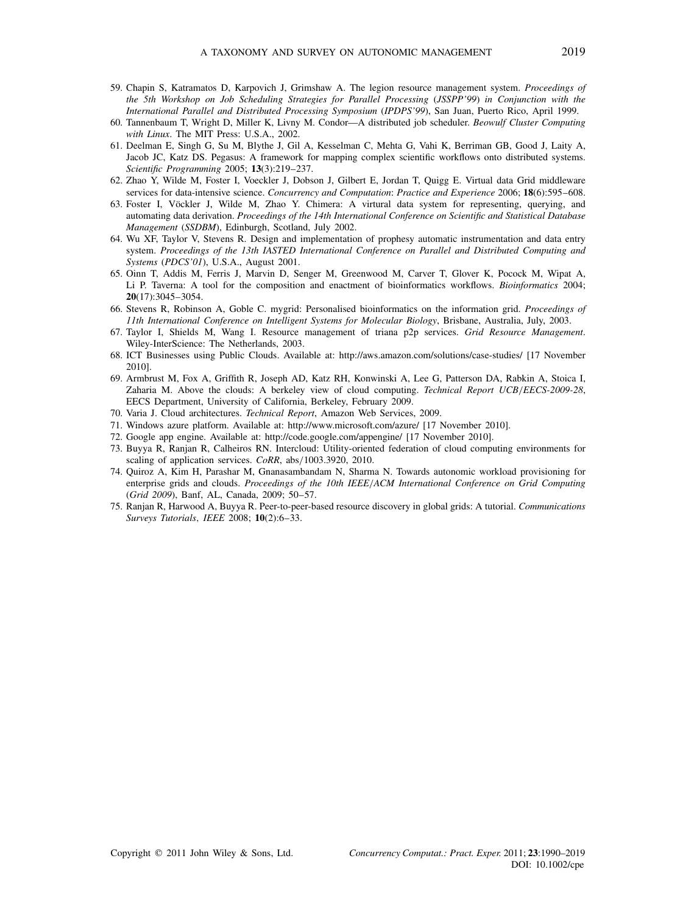59. Chapin S, Katramatos D, Karpovich J, Grimshaw A. The legion resource management system. *Proceedings of the 5th Workshop on Job Scheduling Strategies for Parallel Processing* (*JSSPP'99*) *in Conjunction with the International Parallel and Distributed Processing Symposium* (*IPDPS'99*), San Juan, Puerto Rico, April 1999.
60. Tannenbaum T, Wright D, Miller K, Livny M. Condor—A distributed job scheduler. *Beowulf Cluster Computing with Linux*. The MIT Press: U.S.A., 2002.
61. Deelman E, Singh G, Su M, Blythe J, Gil A, Kesselman C, Mehta G, Vahi K, Berriman GB, Good J, Laity A, Jacob JC, Katz DS. Pegasus: A framework for mapping complex scientific workflows onto distributed systems. *Scientific Programming* 2005; **13**(3):219–237.
62. Zhao Y, Wilde M, Foster I, Voeckler J, Dobson J, Gilbert E, Jordan T, Quigg E. Virtual data Grid middleware services for data-intensive science. *Concurrency and Computation*: *Practice and Experience* 2006; **18**(6):595–608.
63. Foster I, Vöckler J, Wilde M, Zhao Y. Chimera: A virtural data system for representing, querying, and automating data derivation. *Proceedings of the 14th International Conference on Scientific and Statistical Database Management* (*SSDBM*), Edinburgh, Scotland, July 2002.
64. Wu XF, Taylor V, Stevens R. Design and implementation of prophesy automatic instrumentation and data entry system. *Proceedings of the 13th IASTED International Conference on Parallel and Distributed Computing and Systems* (*PDCS'01*), U.S.A., August 2001.
65. Oinn T, Addis M, Ferris J, Marvin D, Senger M, Greenwood M, Carver T, Glover K, Pocock M, Wipat A, Li P. Taverna: A tool for the composition and enactment of bioinformatics workflows. *Bioinformatics* 2004; **20**(17):3045–3054.
66. Stevens R, Robinson A, Goble C. mygrid: Personalised bioinformatics on the information grid. *Proceedings of 11th International Conference on Intelligent Systems for Molecular Biology*, Brisbane, Australia, July, 2003.
67. Taylor I, Shields M, Wang I. Resource management of triana p2p services. *Grid Resource Management*. Wiley-InterScience: The Netherlands, 2003.
68. ICT Businesses using Public Clouds. Available at: http://aws.amazon.com/solutions/case-studies/ [17 November 2010].
69. Armbrust M, Fox A, Griffith R, Joseph AD, Katz RH, Konwinski A, Lee G, Patterson DA, Rabkin A, Stoica I, Zaharia M. Above the clouds: A berkeley view of cloud computing. *Technical Report UCB/EECS-2009-28*, EECS Department, University of California, Berkeley, February 2009.
70. Varia J. Cloud architectures. *Technical Report*, Amazon Web Services, 2009.
71. Windows azure platform. Available at: http://www.microsoft.com/azure/ [17 November 2010].
72. Google app engine. Available at: http://code.google.com/appengine/ [17 November 2010].
73. Buyya R, Ranjan R, Calheiros RN. Intercloud: Utility-oriented federation of cloud computing environments for scaling of application services. *CoRR*, abs/1003.3920, 2010.
74. Quiroz A, Kim H, Parashar M, Gnanasambandam N, Sharma N. Towards autonomic workload provisioning for enterprise grids and clouds. *Proceedings of the 10th IEEE/ACM International Conference on Grid Computing* (*Grid 2009*), Banf, AL, Canada, 2009; 50–57.
75. Ranjan R, Harwood A, Buyya R. Peer-to-peer-based resource discovery in global grids: A tutorial. *Communications Surveys Tutorials*, *IEEE* 2008; **10**(2):6–33.